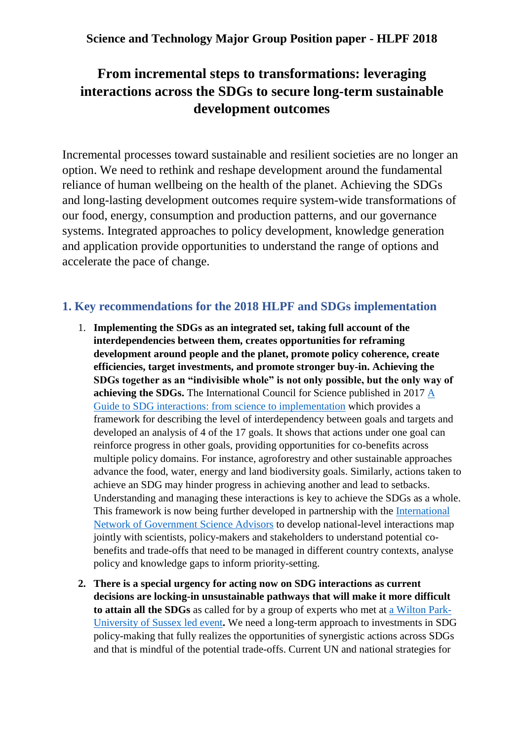**Science and Technology Major Group Position paper - HLPF 2018**

# From incremental steps to transformations: leveraging interactions across the SDGs to secure long-term sustainable development outcomes

Incremental processes toward sustainable and resilient societies are no longer an option. We need to rethink and reshape development around the fundamental reliance of human wellbeing on the health of the planet. Achieving the SDGs and long-lasting development outcomes require system-wide transformations of our food, energy, consumption and production patterns, and our governance systems. Integrated approaches to policy development, knowledge generation and application provide opportunities to understand the range of options and accelerate the pace of change.

## 1. Key recommendations for the 2018 HLPF and SDGs implementation

1. **Implementing the SDGs as an integrated set, taking full account of the interdependencies between them, creates opportunities for reframing development around people and the planet, promote policy coherence, create efficiencies, target investments, and promote stronger buy-in. Achieving the SDGs together as an "indivisible whole" is not only possible, but the only way of achieving the SDGs.** The International Council for Science published in 2017 A Guide to SDG interactions: from science to implementation which provides a framework for describing the level of interdependency between goals and targets and developed an analysis of 4 of the 17 goals. It shows that actions under one goal can reinforce progress in other goals, providing opportunities for co-benefits across multiple policy domains. For instance, agroforestry and other sustainable approaches advance the food, water, energy and land biodiversity goals. Similarly, actions taken to achieve an SDG may hinder progress in achieving another and lead to setbacks. Understanding and managing these interactions is key to achieve the SDGs as a whole. This framework is now being further developed in partnership with the International Network of Government Science Advisors to develop national-level interactions map jointly with scientists, policy-makers and stakeholders to understand potential co-benefits and trade-offs that need to be managed in different country contexts, analyse policy and knowledge gaps to inform priority-setting.

2. **There is a special urgency for acting now on SDG interactions as current decisions are locking-in unsustainable pathways that will make it more difficult to attain all the SDGs** as called for by a group of experts who met at a Wilton Park-University of Sussex led event**.** We need a long-term approach to investments in SDG policy-making that fully realizes the opportunities of synergistic actions across SDGs and that is mindful of the potential trade-offs. Current UN and national strategies for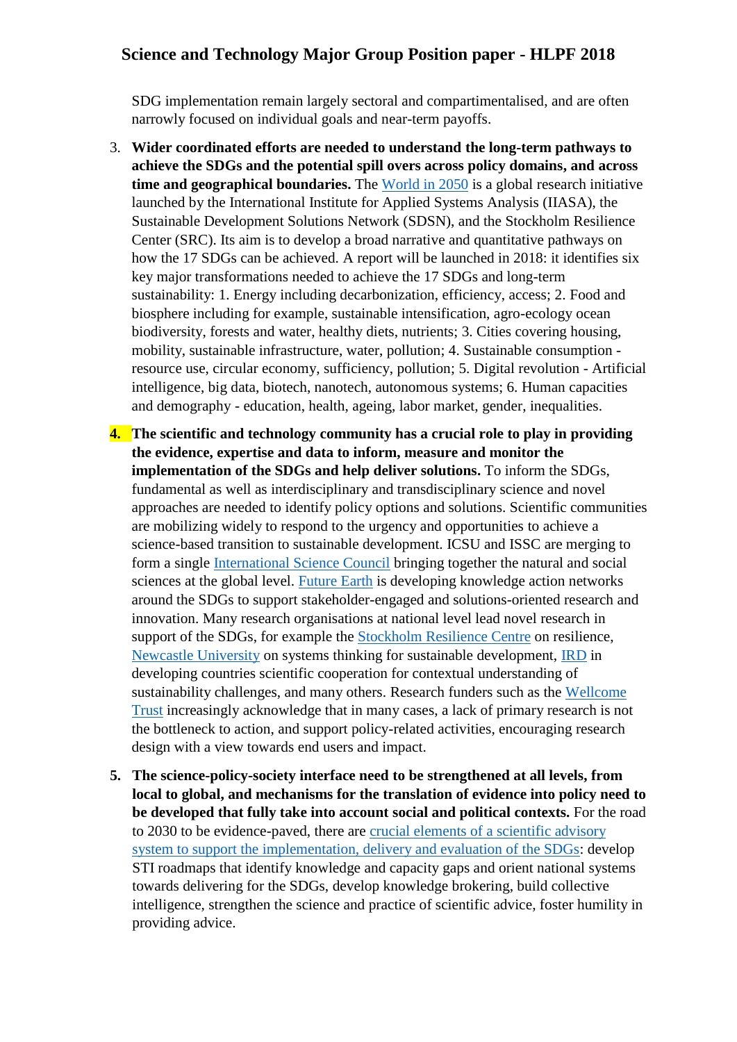SDG implementation remain largely sectoral and compartimentalised, and are often narrowly focused on individual goals and near-term payoffs.

3. **Wider coordinated efforts are needed to understand the long-term pathways to achieve the SDGs and the potential spill overs across policy domains, and across time and geographical boundaries.** The World in 2050 is a global research initiative launched by the International Institute for Applied Systems Analysis (IIASA), the Sustainable Development Solutions Network (SDSN), and the Stockholm Resilience Center (SRC). Its aim is to develop a broad narrative and quantitative pathways on how the 17 SDGs can be achieved. A report will be launched in 2018: it identifies six key major transformations needed to achieve the 17 SDGs and long-term sustainability: 1. Energy including decarbonization, efficiency, access; 2. Food and biosphere including for example, sustainable intensification, agro-ecology ocean biodiversity, forests and water, healthy diets, nutrients; 3. Cities covering housing, mobility, sustainable infrastructure, water, pollution; 4. Sustainable consumption - resource use, circular economy, sufficiency, pollution; 5. Digital revolution - Artificial intelligence, big data, biotech, nanotech, autonomous systems; 6. Human capacities and demography - education, health, ageing, labor market, gender, inequalities.

4. **The scientific and technology community has a crucial role to play in providing the evidence, expertise and data to inform, measure and monitor the implementation of the SDGs and help deliver solutions.** To inform the SDGs, fundamental as well as interdisciplinary and transdisciplinary science and novel approaches are needed to identify policy options and solutions. Scientific communities are mobilizing widely to respond to the urgency and opportunities to achieve a science-based transition to sustainable development. ICSU and ISSC are merging to form a single International Science Council bringing together the natural and social sciences at the global level. Future Earth is developing knowledge action networks around the SDGs to support stakeholder-engaged and solutions-oriented research and innovation. Many research organisations at national level lead novel research in support of the SDGs, for example the Stockholm Resilience Centre on resilience, Newcastle University on systems thinking for sustainable development, IRD in developing countries scientific cooperation for contextual understanding of sustainability challenges, and many others. Research funders such as the Wellcome Trust increasingly acknowledge that in many cases, a lack of primary research is not the bottleneck to action, and support policy-related activities, encouraging research design with a view towards end users and impact.

5. **The science-policy-society interface need to be strengthened at all levels, from local to global, and mechanisms for the translation of evidence into policy need to be developed that fully take into account social and political contexts.** For the road to 2030 to be evidence-paved, there are crucial elements of a scientific advisory system to support the implementation, delivery and evaluation of the SDGs: develop STI roadmaps that identify knowledge and capacity gaps and orient national systems towards delivering for the SDGs, develop knowledge brokering, build collective intelligence, strengthen the science and practice of scientific advice, foster humility in providing advice.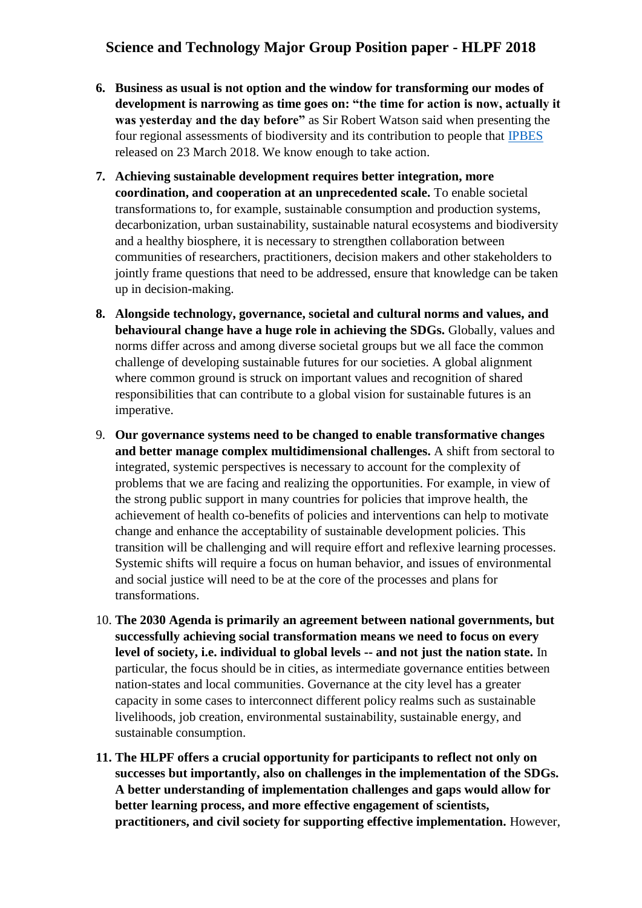6. **Business as usual is not option and the window for transforming our modes of development is narrowing as time goes on: "the time for action is now, actually it was yesterday and the day before"** as Sir Robert Watson said when presenting the four regional assessments of biodiversity and its contribution to people that IPBES released on 23 March 2018. We know enough to take action.

7. **Achieving sustainable development requires better integration, more coordination, and cooperation at an unprecedented scale.** To enable societal transformations to, for example, sustainable consumption and production systems, decarbonization, urban sustainability, sustainable natural ecosystems and biodiversity and a healthy biosphere, it is necessary to strengthen collaboration between communities of researchers, practitioners, decision makers and other stakeholders to jointly frame questions that need to be addressed, ensure that knowledge can be taken up in decision-making.

8. **Alongside technology, governance, societal and cultural norms and values, and behavioural change have a huge role in achieving the SDGs.** Globally, values and norms differ across and among diverse societal groups but we all face the common challenge of developing sustainable futures for our societies. A global alignment where common ground is struck on important values and recognition of shared responsibilities that can contribute to a global vision for sustainable futures is an imperative.

9. **Our governance systems need to be changed to enable transformative changes and better manage complex multidimensional challenges.** A shift from sectoral to integrated, systemic perspectives is necessary to account for the complexity of problems that we are facing and realizing the opportunities. For example, in view of the strong public support in many countries for policies that improve health, the achievement of health co-benefits of policies and interventions can help to motivate change and enhance the acceptability of sustainable development policies. This transition will be challenging and will require effort and reflexive learning processes. Systemic shifts will require a focus on human behavior, and issues of environmental and social justice will need to be at the core of the processes and plans for transformations.

10. **The 2030 Agenda is primarily an agreement between national governments, but successfully achieving social transformation means we need to focus on every level of society, i.e. individual to global levels -- and not just the nation state.** In particular, the focus should be in cities, as intermediate governance entities between nation-states and local communities. Governance at the city level has a greater capacity in some cases to interconnect different policy realms such as sustainable livelihoods, job creation, environmental sustainability, sustainable energy, and sustainable consumption.

11. **The HLPF offers a crucial opportunity for participants to reflect not only on successes but importantly, also on challenges in the implementation of the SDGs. A better understanding of implementation challenges and gaps would allow for better learning process, and more effective engagement of scientists, practitioners, and civil society for supporting effective implementation.** However,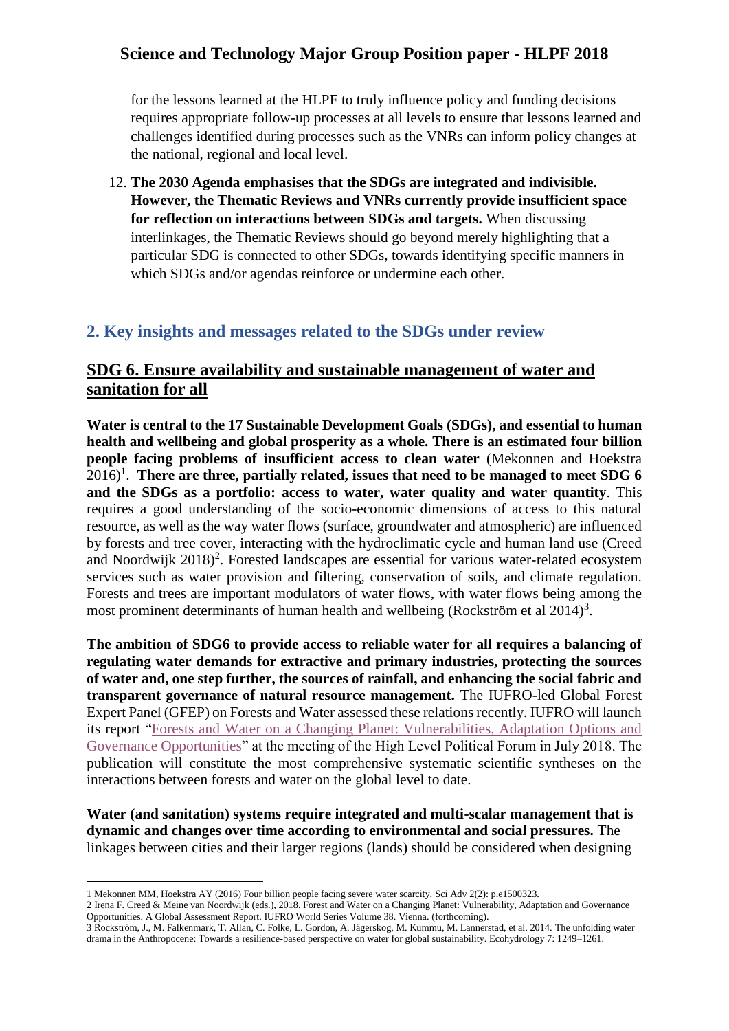for the lessons learned at the HLPF to truly influence policy and funding decisions requires appropriate follow-up processes at all levels to ensure that lessons learned and challenges identified during processes such as the VNRs can inform policy changes at the national, regional and local level.

12. **The 2030 Agenda emphasises that the SDGs are integrated and indivisible. However, the Thematic Reviews and VNRs currently provide insufficient space for reflection on interactions between SDGs and targets.** When discussing interlinkages, the Thematic Reviews should go beyond merely highlighting that a particular SDG is connected to other SDGs, towards identifying specific manners in which SDGs and/or agendas reinforce or undermine each other.

## 2. Key insights and messages related to the SDGs under review

### SDG 6. Ensure availability and sustainable management of water and sanitation for all

**Water is central to the 17 Sustainable Development Goals (SDGs), and essential to human health and wellbeing and global prosperity as a whole. There is an estimated four billion people facing problems of insufficient access to clean water** (Mekonnen and Hoekstra 2016)[1]. **There are three, partially related, issues that need to be managed to meet SDG 6 and the SDGs as a portfolio: access to water, water quality and water quantity**. This requires a good understanding of the socio-economic dimensions of access to this natural resource, as well as the way water flows (surface, groundwater and atmospheric) are influenced by forests and tree cover, interacting with the hydroclimatic cycle and human land use (Creed and Noordwijk 2018)[2]. Forested landscapes are essential for various water-related ecosystem services such as water provision and filtering, conservation of soils, and climate regulation. Forests and trees are important modulators of water flows, with water flows being among the most prominent determinants of human health and wellbeing (Rockström et al 2014)[3].

**The ambition of SDG6 to provide access to reliable water for all requires a balancing of regulating water demands for extractive and primary industries, protecting the sources of water and, one step further, the sources of rainfall, and enhancing the social fabric and transparent governance of natural resource management.** The IUFRO-led Global Forest Expert Panel (GFEP) on Forests and Water assessed these relations recently. IUFRO will launch its report "Forests and Water on a Changing Planet: Vulnerabilities, Adaptation Options and Governance Opportunities" at the meeting of the High Level Political Forum in July 2018. The publication will constitute the most comprehensive systematic scientific syntheses on the interactions between forests and water on the global level to date.

**Water (and sanitation) systems require integrated and multi-scalar management that is dynamic and changes over time according to environmental and social pressures.** The linkages between cities and their larger regions (lands) should be considered when designing

---

1 Mekonnen MM, Hoekstra AY (2016) Four billion people facing severe water scarcity. Sci Adv 2(2): p.e1500323.

2 Irena F. Creed & Meine van Noordwijk (eds.), 2018. Forest and Water on a Changing Planet: Vulnerability, Adaptation and Governance Opportunities. A Global Assessment Report. IUFRO World Series Volume 38. Vienna. (forthcoming).

3 Rockström, J., M. Falkenmark, T. Allan, C. Folke, L. Gordon, A. Jägerskog, M. Kummu, M. Lannerstad, et al. 2014. The unfolding water drama in the Anthropocene: Towards a resilience-based perspective on water for global sustainability. Ecohydrology 7: 1249–1261.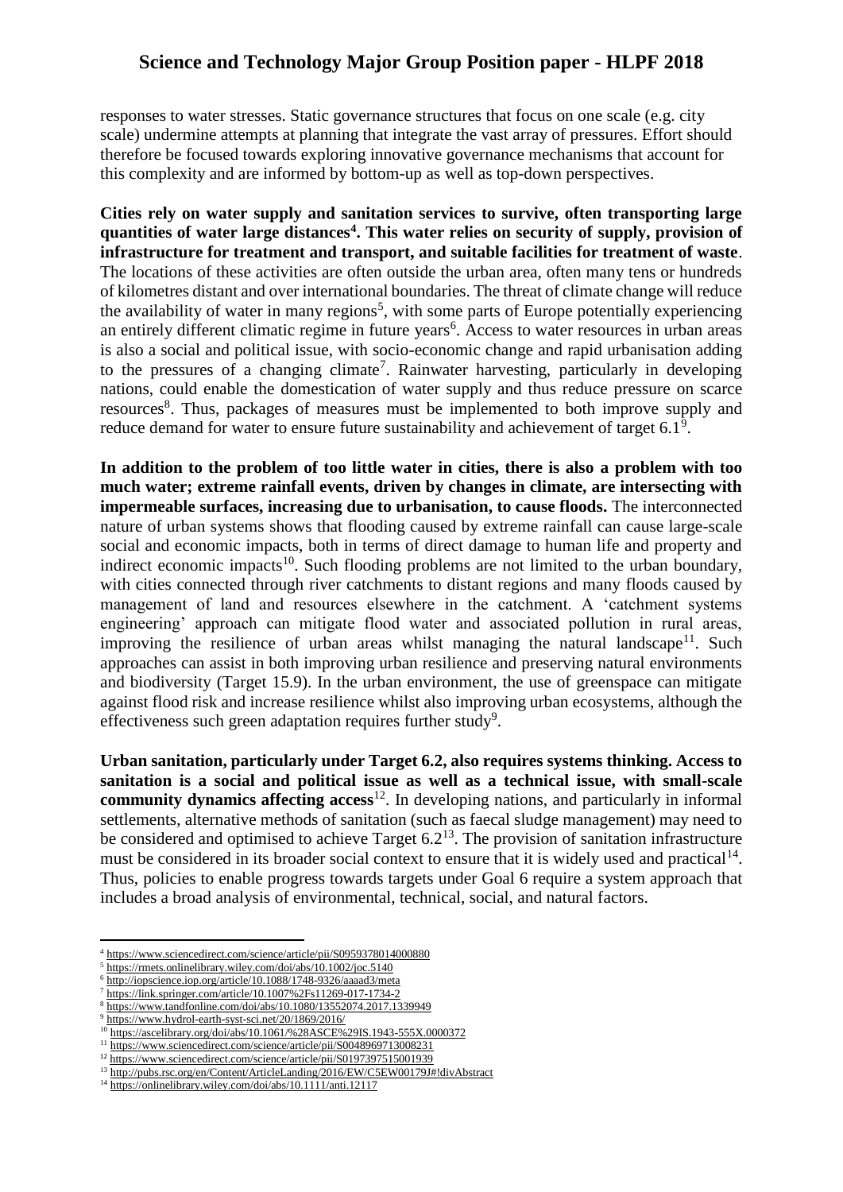responses to water stresses. Static governance structures that focus on one scale (e.g. city scale) undermine attempts at planning that integrate the vast array of pressures. Effort should therefore be focused towards exploring innovative governance mechanisms that account for this complexity and are informed by bottom-up as well as top-down perspectives.

**Cities rely on water supply and sanitation services to survive, often transporting large quantities of water large distances[4]. This water relies on security of supply, provision of infrastructure for treatment and transport, and suitable facilities for treatment of waste**. The locations of these activities are often outside the urban area, often many tens or hundreds of kilometres distant and over international boundaries. The threat of climate change will reduce the availability of water in many regions[5], with some parts of Europe potentially experiencing an entirely different climatic regime in future years[6]. Access to water resources in urban areas is also a social and political issue, with socio-economic change and rapid urbanisation adding to the pressures of a changing climate[7]. Rainwater harvesting, particularly in developing nations, could enable the domestication of water supply and thus reduce pressure on scarce resources[8]. Thus, packages of measures must be implemented to both improve supply and reduce demand for water to ensure future sustainability and achievement of target 6.1[9].

**In addition to the problem of too little water in cities, there is also a problem with too much water; extreme rainfall events, driven by changes in climate, are intersecting with impermeable surfaces, increasing due to urbanisation, to cause floods.** The interconnected nature of urban systems shows that flooding caused by extreme rainfall can cause large-scale social and economic impacts, both in terms of direct damage to human life and property and indirect economic impacts[10]. Such flooding problems are not limited to the urban boundary, with cities connected through river catchments to distant regions and many floods caused by management of land and resources elsewhere in the catchment. A 'catchment systems engineering' approach can mitigate flood water and associated pollution in rural areas, improving the resilience of urban areas whilst managing the natural landscape[11]. Such approaches can assist in both improving urban resilience and preserving natural environments and biodiversity (Target 15.9). In the urban environment, the use of greenspace can mitigate against flood risk and increase resilience whilst also improving urban ecosystems, although the effectiveness such green adaptation requires further study[9].

**Urban sanitation, particularly under Target 6.2, also requires systems thinking. Access to sanitation is a social and political issue as well as a technical issue, with small-scale community dynamics affecting access**[12]. In developing nations, and particularly in informal settlements, alternative methods of sanitation (such as faecal sludge management) may need to be considered and optimised to achieve Target 6.2[13]. The provision of sanitation infrastructure must be considered in its broader social context to ensure that it is widely used and practical[14]. Thus, policies to enable progress towards targets under Goal 6 require a system approach that includes a broad analysis of environmental, technical, social, and natural factors.

---

[4] https://www.sciencedirect.com/science/article/pii/S0959378014000880
[5] https://rmets.onlinelibrary.wiley.com/doi/abs/10.1002/joc.5140
[6] http://iopscience.iop.org/article/10.1088/1748-9326/aaaad3/meta
[7] https://link.springer.com/article/10.1007%2Fs11269-017-1734-2
[8] https://www.tandfonline.com/doi/abs/10.1080/13552074.2017.1339949
[9] https://www.hydrol-earth-syst-sci.net/20/1869/2016/
[10] https://ascelibrary.org/doi/abs/10.1061/%28ASCE%29IS.1943-555X.0000372
[11] https://www.sciencedirect.com/science/article/pii/S0048969713008231
[12] https://www.sciencedirect.com/science/article/pii/S0197397515001939
[13] http://pubs.rsc.org/en/Content/ArticleLanding/2016/EW/C5EW00179J#!divAbstract
[14] https://onlinelibrary.wiley.com/doi/abs/10.1111/anti.12117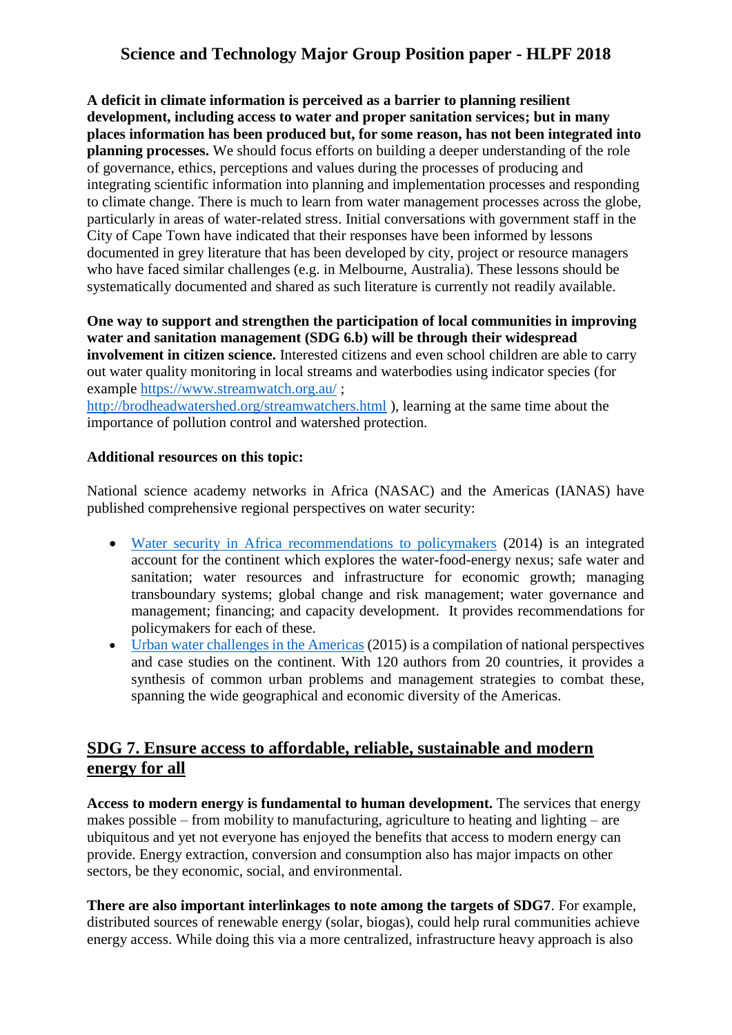**A deficit in climate information is perceived as a barrier to planning resilient development, including access to water and proper sanitation services; but in many places information has been produced but, for some reason, has not been integrated into planning processes.** We should focus efforts on building a deeper understanding of the role of governance, ethics, perceptions and values during the processes of producing and integrating scientific information into planning and implementation processes and responding to climate change. There is much to learn from water management processes across the globe, particularly in areas of water-related stress. Initial conversations with government staff in the City of Cape Town have indicated that their responses have been informed by lessons documented in grey literature that has been developed by city, project or resource managers who have faced similar challenges (e.g. in Melbourne, Australia). These lessons should be systematically documented and shared as such literature is currently not readily available.

**One way to support and strengthen the participation of local communities in improving water and sanitation management (SDG 6.b) will be through their widespread involvement in citizen science.** Interested citizens and even school children are able to carry out water quality monitoring in local streams and waterbodies using indicator species (for example https://www.streamwatch.org.au/ ; http://brodheadwatershed.org/streamwatchers.html ), learning at the same time about the importance of pollution control and watershed protection.

**Additional resources on this topic:**

National science academy networks in Africa (NASAC) and the Americas (IANAS) have published comprehensive regional perspectives on water security:

- Water security in Africa recommendations to policymakers (2014) is an integrated account for the continent which explores the water-food-energy nexus; safe water and sanitation; water resources and infrastructure for economic growth; managing transboundary systems; global change and risk management; water governance and management; financing; and capacity development. It provides recommendations for policymakers for each of these.
- Urban water challenges in the Americas (2015) is a compilation of national perspectives and case studies on the continent. With 120 authors from 20 countries, it provides a synthesis of common urban problems and management strategies to combat these, spanning the wide geographical and economic diversity of the Americas.

## SDG 7. Ensure access to affordable, reliable, sustainable and modern energy for all

**Access to modern energy is fundamental to human development.** The services that energy makes possible – from mobility to manufacturing, agriculture to heating and lighting – are ubiquitous and yet not everyone has enjoyed the benefits that access to modern energy can provide. Energy extraction, conversion and consumption also has major impacts on other sectors, be they economic, social, and environmental.

**There are also important interlinkages to note among the targets of SDG7**. For example, distributed sources of renewable energy (solar, biogas), could help rural communities achieve energy access. While doing this via a more centralized, infrastructure heavy approach is also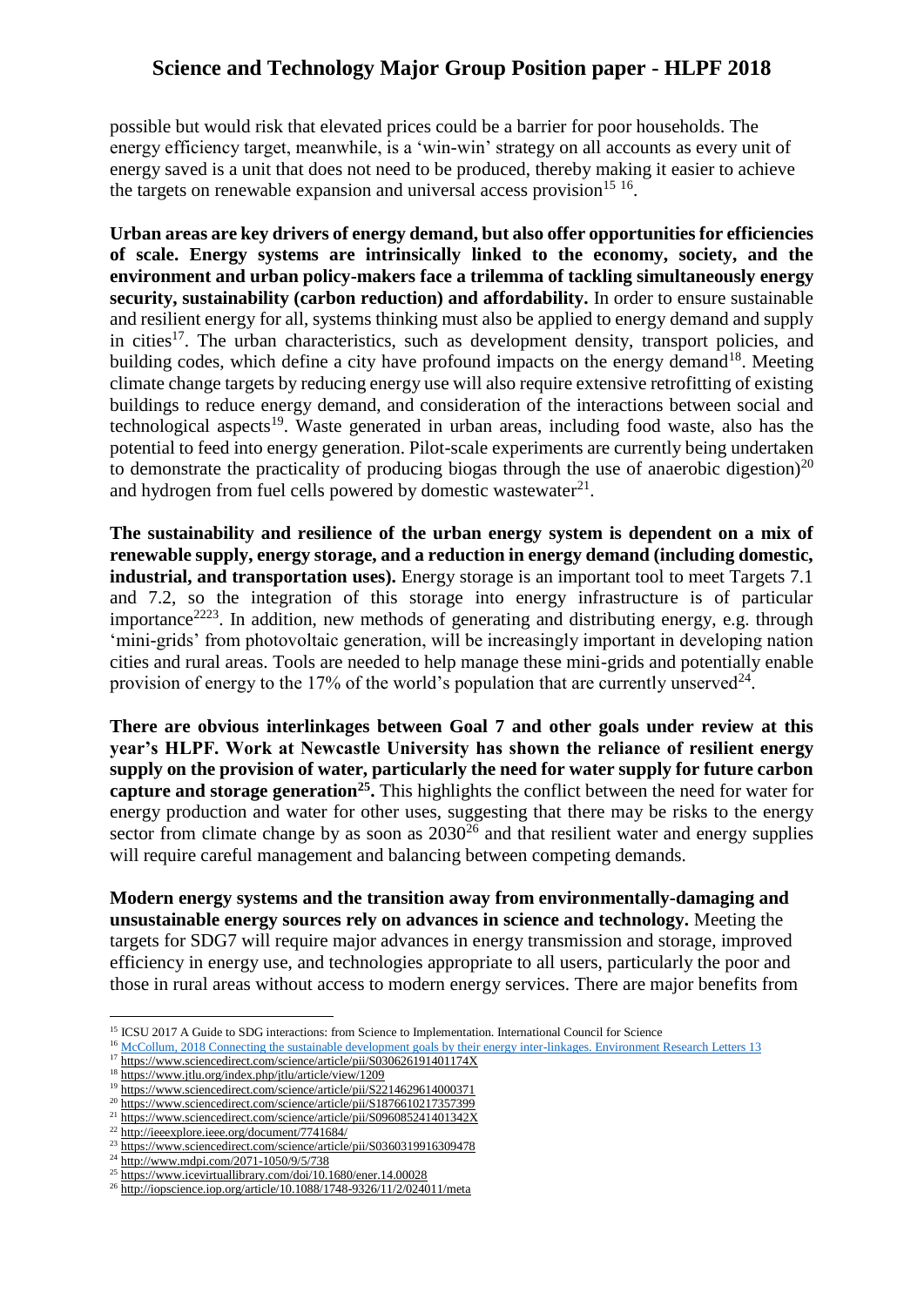possible but would risk that elevated prices could be a barrier for poor households. The energy efficiency target, meanwhile, is a 'win-win' strategy on all accounts as every unit of energy saved is a unit that does not need to be produced, thereby making it easier to achieve the targets on renewable expansion and universal access provision[15 16].

**Urban areas are key drivers of energy demand, but also offer opportunities for efficiencies of scale. Energy systems are intrinsically linked to the economy, society, and the environment and urban policy-makers face a trilemma of tackling simultaneously energy security, sustainability (carbon reduction) and affordability.** In order to ensure sustainable and resilient energy for all, systems thinking must also be applied to energy demand and supply in cities[17]. The urban characteristics, such as development density, transport policies, and building codes, which define a city have profound impacts on the energy demand[18]. Meeting climate change targets by reducing energy use will also require extensive retrofitting of existing buildings to reduce energy demand, and consideration of the interactions between social and technological aspects[19]. Waste generated in urban areas, including food waste, also has the potential to feed into energy generation. Pilot-scale experiments are currently being undertaken to demonstrate the practicality of producing biogas through the use of anaerobic digestion)[20] and hydrogen from fuel cells powered by domestic wastewater[21].

**The sustainability and resilience of the urban energy system is dependent on a mix of renewable supply, energy storage, and a reduction in energy demand (including domestic, industrial, and transportation uses).** Energy storage is an important tool to meet Targets 7.1 and 7.2, so the integration of this storage into energy infrastructure is of particular importance[22 23]. In addition, new methods of generating and distributing energy, e.g. through 'mini-grids' from photovoltaic generation, will be increasingly important in developing nation cities and rural areas. Tools are needed to help manage these mini-grids and potentially enable provision of energy to the 17% of the world's population that are currently unserved[24].

**There are obvious interlinkages between Goal 7 and other goals under review at this year's HLPF. Work at Newcastle University has shown the reliance of resilient energy supply on the provision of water, particularly the need for water supply for future carbon capture and storage generation[25].** This highlights the conflict between the need for water for energy production and water for other uses, suggesting that there may be risks to the energy sector from climate change by as soon as 2030[26] and that resilient water and energy supplies will require careful management and balancing between competing demands.

**Modern energy systems and the transition away from environmentally-damaging and unsustainable energy sources rely on advances in science and technology.** Meeting the targets for SDG7 will require major advances in energy transmission and storage, improved efficiency in energy use, and technologies appropriate to all users, particularly the poor and those in rural areas without access to modern energy services. There are major benefits from

---

[15] ICSU 2017 A Guide to SDG interactions: from Science to Implementation. International Council for Science

[16] McCollum, 2018 Connecting the sustainable development goals by their energy inter-linkages. Environment Research Letters 13

[17] https://www.sciencedirect.com/science/article/pii/S030626191401174X

[18] https://www.jtlu.org/index.php/jtlu/article/view/1209

[19] https://www.sciencedirect.com/science/article/pii/S2214629614000371

[20] https://www.sciencedirect.com/science/article/pii/S1876610217357399

[21] https://www.sciencedirect.com/science/article/pii/S096085241401342X

[22] http://ieeexplore.ieee.org/document/7741684/

[23] https://www.sciencedirect.com/science/article/pii/S0360319916309478

[24] http://www.mdpi.com/2071-1050/9/5/738

[25] https://www.icevirtuallibrary.com/doi/10.1680/ener.14.00028

[26] http://iopscience.iop.org/article/10.1088/1748-9326/11/2/024011/meta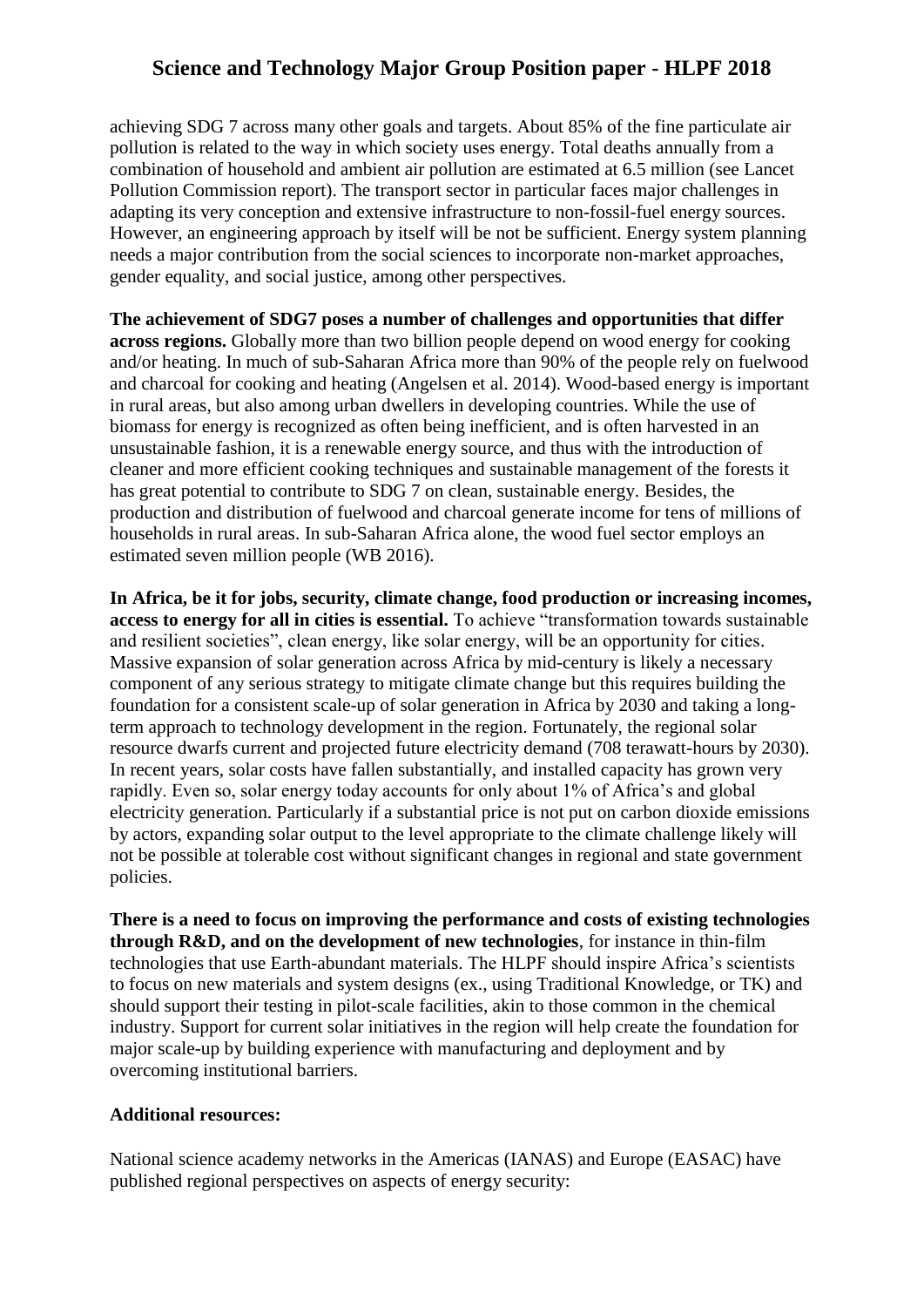achieving SDG 7 across many other goals and targets. About 85% of the fine particulate air pollution is related to the way in which society uses energy. Total deaths annually from a combination of household and ambient air pollution are estimated at 6.5 million (see Lancet Pollution Commission report). The transport sector in particular faces major challenges in adapting its very conception and extensive infrastructure to non-fossil-fuel energy sources. However, an engineering approach by itself will be not be sufficient. Energy system planning needs a major contribution from the social sciences to incorporate non-market approaches, gender equality, and social justice, among other perspectives.

**The achievement of SDG7 poses a number of challenges and opportunities that differ across regions.** Globally more than two billion people depend on wood energy for cooking and/or heating. In much of sub-Saharan Africa more than 90% of the people rely on fuelwood and charcoal for cooking and heating (Angelsen et al. 2014). Wood-based energy is important in rural areas, but also among urban dwellers in developing countries. While the use of biomass for energy is recognized as often being inefficient, and is often harvested in an unsustainable fashion, it is a renewable energy source, and thus with the introduction of cleaner and more efficient cooking techniques and sustainable management of the forests it has great potential to contribute to SDG 7 on clean, sustainable energy. Besides, the production and distribution of fuelwood and charcoal generate income for tens of millions of households in rural areas. In sub-Saharan Africa alone, the wood fuel sector employs an estimated seven million people (WB 2016).

**In Africa, be it for jobs, security, climate change, food production or increasing incomes, access to energy for all in cities is essential.** To achieve "transformation towards sustainable and resilient societies", clean energy, like solar energy, will be an opportunity for cities. Massive expansion of solar generation across Africa by mid-century is likely a necessary component of any serious strategy to mitigate climate change but this requires building the foundation for a consistent scale-up of solar generation in Africa by 2030 and taking a long-term approach to technology development in the region. Fortunately, the regional solar resource dwarfs current and projected future electricity demand (708 terawatt-hours by 2030). In recent years, solar costs have fallen substantially, and installed capacity has grown very rapidly. Even so, solar energy today accounts for only about 1% of Africa's and global electricity generation. Particularly if a substantial price is not put on carbon dioxide emissions by actors, expanding solar output to the level appropriate to the climate challenge likely will not be possible at tolerable cost without significant changes in regional and state government policies.

**There is a need to focus on improving the performance and costs of existing technologies through R&D, and on the development of new technologies**, for instance in thin-film technologies that use Earth-abundant materials. The HLPF should inspire Africa's scientists to focus on new materials and system designs (ex., using Traditional Knowledge, or TK) and should support their testing in pilot-scale facilities, akin to those common in the chemical industry. Support for current solar initiatives in the region will help create the foundation for major scale-up by building experience with manufacturing and deployment and by overcoming institutional barriers.

**Additional resources:**

National science academy networks in the Americas (IANAS) and Europe (EASAC) have published regional perspectives on aspects of energy security: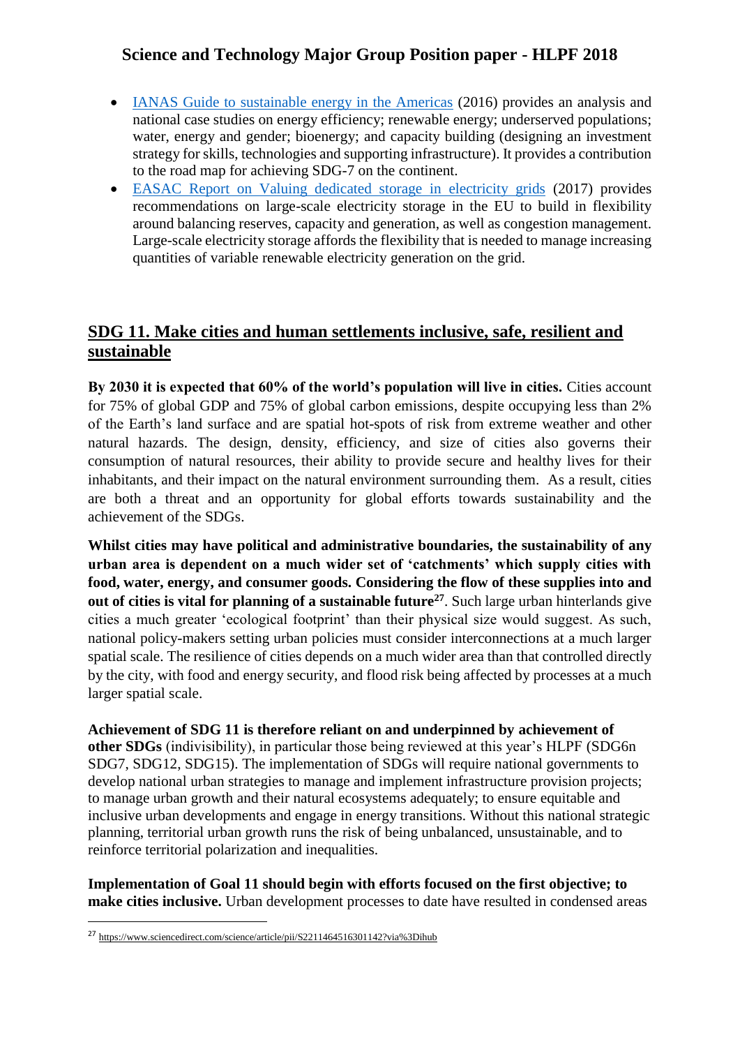- [IANAS Guide to sustainable energy in the Americas](#) (2016) provides an analysis and national case studies on energy efficiency; renewable energy; underserved populations; water, energy and gender; bioenergy; and capacity building (designing an investment strategy for skills, technologies and supporting infrastructure). It provides a contribution to the road map for achieving SDG-7 on the continent.
- [EASAC Report on Valuing dedicated storage in electricity grids](#) (2017) provides recommendations on large-scale electricity storage in the EU to build in flexibility around balancing reserves, capacity and generation, as well as congestion management. Large-scale electricity storage affords the flexibility that is needed to manage increasing quantities of variable renewable electricity generation on the grid.

## SDG 11. Make cities and human settlements inclusive, safe, resilient and sustainable

**By 2030 it is expected that 60% of the world's population will live in cities.** Cities account for 75% of global GDP and 75% of global carbon emissions, despite occupying less than 2% of the Earth's land surface and are spatial hot-spots of risk from extreme weather and other natural hazards. The design, density, efficiency, and size of cities also governs their consumption of natural resources, their ability to provide secure and healthy lives for their inhabitants, and their impact on the natural environment surrounding them. As a result, cities are both a threat and an opportunity for global efforts towards sustainability and the achievement of the SDGs.

**Whilst cities may have political and administrative boundaries, the sustainability of any urban area is dependent on a much wider set of 'catchments' which supply cities with food, water, energy, and consumer goods. Considering the flow of these supplies into and out of cities is vital for planning of a sustainable future**[27]. Such large urban hinterlands give cities a much greater 'ecological footprint' than their physical size would suggest. As such, national policy-makers setting urban policies must consider interconnections at a much larger spatial scale. The resilience of cities depends on a much wider area than that controlled directly by the city, with food and energy security, and flood risk being affected by processes at a much larger spatial scale.

**Achievement of SDG 11 is therefore reliant on and underpinned by achievement of other SDGs** (indivisibility), in particular those being reviewed at this year's HLPF (SDG6n SDG7, SDG12, SDG15). The implementation of SDGs will require national governments to develop national urban strategies to manage and implement infrastructure provision projects; to manage urban growth and their natural ecosystems adequately; to ensure equitable and inclusive urban developments and engage in energy transitions. Without this national strategic planning, territorial urban growth runs the risk of being unbalanced, unsustainable, and to reinforce territorial polarization and inequalities.

**Implementation of Goal 11 should begin with efforts focused on the first objective; to make cities inclusive.** Urban development processes to date have resulted in condensed areas

[27] https://www.sciencedirect.com/science/article/pii/S2211464516301142?via%3Dihub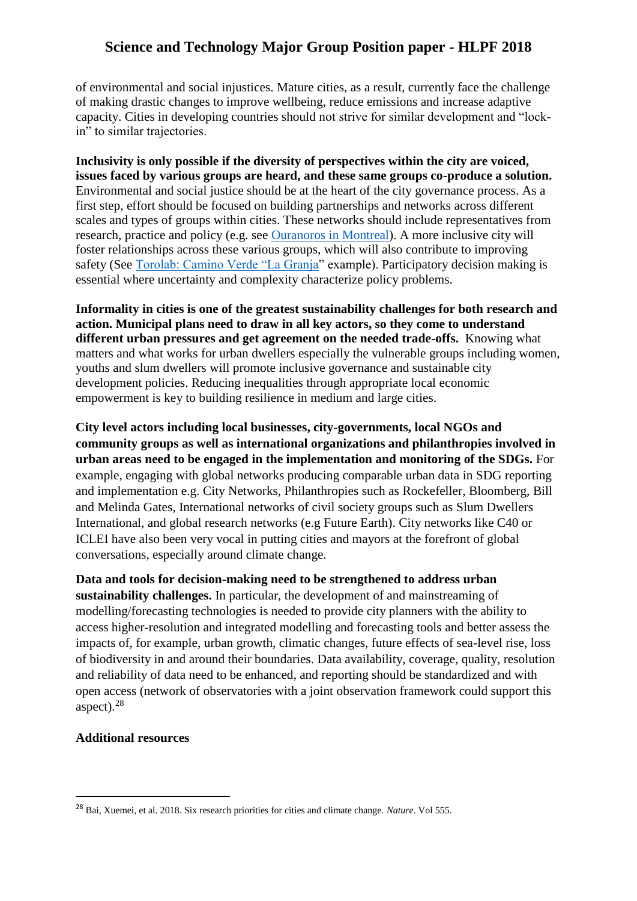of environmental and social injustices. Mature cities, as a result, currently face the challenge of making drastic changes to improve wellbeing, reduce emissions and increase adaptive capacity. Cities in developing countries should not strive for similar development and "lock-in" to similar trajectories.

**Inclusivity is only possible if the diversity of perspectives within the city are voiced, issues faced by various groups are heard, and these same groups co-produce a solution.** Environmental and social justice should be at the heart of the city governance process. As a first step, effort should be focused on building partnerships and networks across different scales and types of groups within cities. These networks should include representatives from research, practice and policy (e.g. see Ouranoros in Montreal). A more inclusive city will foster relationships across these various groups, which will also contribute to improving safety (See Torolab: Camino Verde "La Granja" example). Participatory decision making is essential where uncertainty and complexity characterize policy problems.

**Informality in cities is one of the greatest sustainability challenges for both research and action. Municipal plans need to draw in all key actors, so they come to understand different urban pressures and get agreement on the needed trade-offs.** Knowing what matters and what works for urban dwellers especially the vulnerable groups including women, youths and slum dwellers will promote inclusive governance and sustainable city development policies. Reducing inequalities through appropriate local economic empowerment is key to building resilience in medium and large cities.

**City level actors including local businesses, city-governments, local NGOs and community groups as well as international organizations and philanthropies involved in urban areas need to be engaged in the implementation and monitoring of the SDGs.** For example, engaging with global networks producing comparable urban data in SDG reporting and implementation e.g. City Networks, Philanthropies such as Rockefeller, Bloomberg, Bill and Melinda Gates, International networks of civil society groups such as Slum Dwellers International, and global research networks (e.g Future Earth). City networks like C40 or ICLEI have also been very vocal in putting cities and mayors at the forefront of global conversations, especially around climate change.

**Data and tools for decision-making need to be strengthened to address urban sustainability challenges.** In particular, the development of and mainstreaming of modelling/forecasting technologies is needed to provide city planners with the ability to access higher-resolution and integrated modelling and forecasting tools and better assess the impacts of, for example, urban growth, climatic changes, future effects of sea-level rise, loss of biodiversity in and around their boundaries. Data availability, coverage, quality, resolution and reliability of data need to be enhanced, and reporting should be standardized and with open access (network of observatories with a joint observation framework could support this aspect).[28]

**Additional resources**

---

[28] Bai, Xuemei, et al. 2018. Six research priorities for cities and climate change. *Nature*. Vol 555.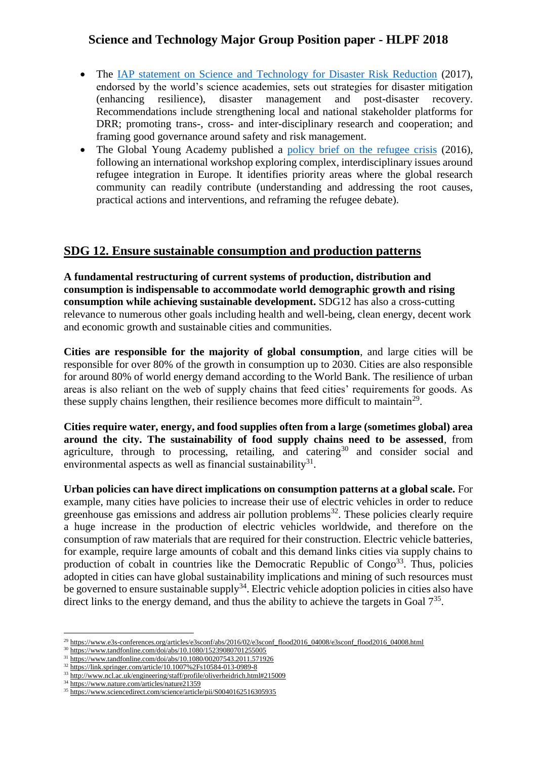- The [IAP statement on Science and Technology for Disaster Risk Reduction](#) (2017), endorsed by the world's science academies, sets out strategies for disaster mitigation (enhancing resilience), disaster management and post-disaster recovery. Recommendations include strengthening local and national stakeholder platforms for DRR; promoting trans-, cross- and inter-disciplinary research and cooperation; and framing good governance around safety and risk management.
- The Global Young Academy published a [policy brief on the refugee crisis](#) (2016), following an international workshop exploring complex, interdisciplinary issues around refugee integration in Europe. It identifies priority areas where the global research community can readily contribute (understanding and addressing the root causes, practical actions and interventions, and reframing the refugee debate).

## SDG 12. Ensure sustainable consumption and production patterns

**A fundamental restructuring of current systems of production, distribution and consumption is indispensable to accommodate world demographic growth and rising consumption while achieving sustainable development.** SDG12 has also a cross-cutting relevance to numerous other goals including health and well-being, clean energy, decent work and economic growth and sustainable cities and communities.

**Cities are responsible for the majority of global consumption**, and large cities will be responsible for over 80% of the growth in consumption up to 2030. Cities are also responsible for around 80% of world energy demand according to the World Bank. The resilience of urban areas is also reliant on the web of supply chains that feed cities' requirements for goods. As these supply chains lengthen, their resilience becomes more difficult to maintain[29].

**Cities require water, energy, and food supplies often from a large (sometimes global) area around the city. The sustainability of food supply chains need to be assessed**, from agriculture, through to processing, retailing, and catering[30] and consider social and environmental aspects as well as financial sustainability[31].

**Urban policies can have direct implications on consumption patterns at a global scale.** For example, many cities have policies to increase their use of electric vehicles in order to reduce greenhouse gas emissions and address air pollution problems[32]. These policies clearly require a huge increase in the production of electric vehicles worldwide, and therefore on the consumption of raw materials that are required for their construction. Electric vehicle batteries, for example, require large amounts of cobalt and this demand links cities via supply chains to production of cobalt in countries like the Democratic Republic of Congo[33]. Thus, policies adopted in cities can have global sustainability implications and mining of such resources must be governed to ensure sustainable supply[34]. Electric vehicle adoption policies in cities also have direct links to the energy demand, and thus the ability to achieve the targets in Goal 7[35].

---

[29] https://www.e3s-conferences.org/articles/e3sconf/abs/2016/02/e3sconf_flood2016_04008/e3sconf_flood2016_04008.html
[30] https://www.tandfonline.com/doi/abs/10.1080/15239080701255005
[31] https://www.tandfonline.com/doi/abs/10.1080/00207543.2011.571926
[32] https://link.springer.com/article/10.1007%2Fs10584-013-0989-8
[33] http://www.ncl.ac.uk/engineering/staff/profile/oliverheidrich.html#215009
[34] https://www.nature.com/articles/nature21359
[35] https://www.sciencedirect.com/science/article/pii/S0040162516305935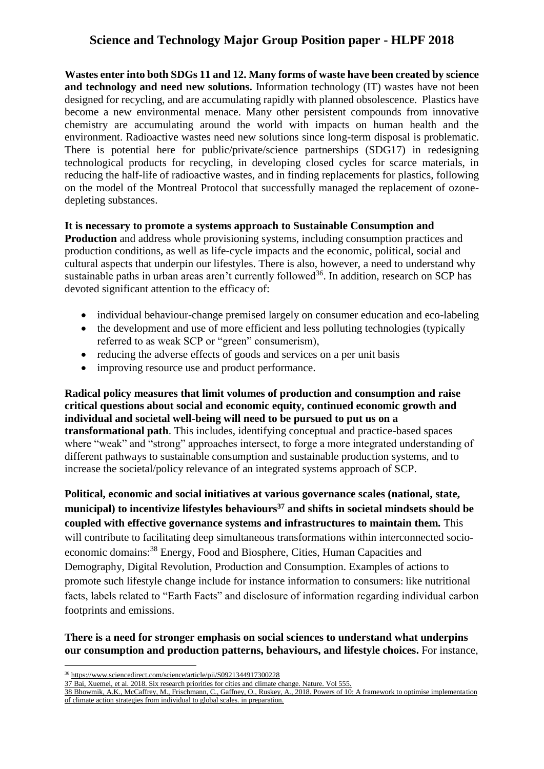**Wastes enter into both SDGs 11 and 12. Many forms of waste have been created by science and technology and need new solutions.** Information technology (IT) wastes have not been designed for recycling, and are accumulating rapidly with planned obsolescence. Plastics have become a new environmental menace. Many other persistent compounds from innovative chemistry are accumulating around the world with impacts on human health and the environment. Radioactive wastes need new solutions since long-term disposal is problematic. There is potential here for public/private/science partnerships (SDG17) in redesigning technological products for recycling, in developing closed cycles for scarce materials, in reducing the half-life of radioactive wastes, and in finding replacements for plastics, following on the model of the Montreal Protocol that successfully managed the replacement of ozone-depleting substances.

**It is necessary to promote a systems approach to Sustainable Consumption and Production** and address whole provisioning systems, including consumption practices and production conditions, as well as life-cycle impacts and the economic, political, social and cultural aspects that underpin our lifestyles. There is also, however, a need to understand why sustainable paths in urban areas aren't currently followed[36]. In addition, research on SCP has devoted significant attention to the efficacy of:

- individual behaviour-change premised largely on consumer education and eco-labeling
- the development and use of more efficient and less polluting technologies (typically referred to as weak SCP or "green" consumerism),
- reducing the adverse effects of goods and services on a per unit basis
- improving resource use and product performance.

**Radical policy measures that limit volumes of production and consumption and raise critical questions about social and economic equity, continued economic growth and individual and societal well-being will need to be pursued to put us on a transformational path**. This includes, identifying conceptual and practice-based spaces where "weak" and "strong" approaches intersect, to forge a more integrated understanding of different pathways to sustainable consumption and sustainable production systems, and to increase the societal/policy relevance of an integrated systems approach of SCP.

**Political, economic and social initiatives at various governance scales (national, state, municipal) to incentivize lifestyles behaviours[37] and shifts in societal mindsets should be coupled with effective governance systems and infrastructures to maintain them.** This will contribute to facilitating deep simultaneous transformations within interconnected socio-economic domains:[38] Energy, Food and Biosphere, Cities, Human Capacities and Demography, Digital Revolution, Production and Consumption. Examples of actions to promote such lifestyle change include for instance information to consumers: like nutritional facts, labels related to "Earth Facts" and disclosure of information regarding individual carbon footprints and emissions.

**There is a need for stronger emphasis on social sciences to understand what underpins our consumption and production patterns, behaviours, and lifestyle choices.** For instance,

---

[36] https://www.sciencedirect.com/science/article/pii/S0921344917300228

[37] Bai, Xuemei, et al. 2018. Six research priorities for cities and climate change. Nature. Vol 555.

[38] Bhowmik, A.K., McCaffrey, M., Frischmann, C., Gaffney, O., Ruskey, A., 2018. Powers of 10: A framework to optimise implementation of climate action strategies from individual to global scales. in preparation.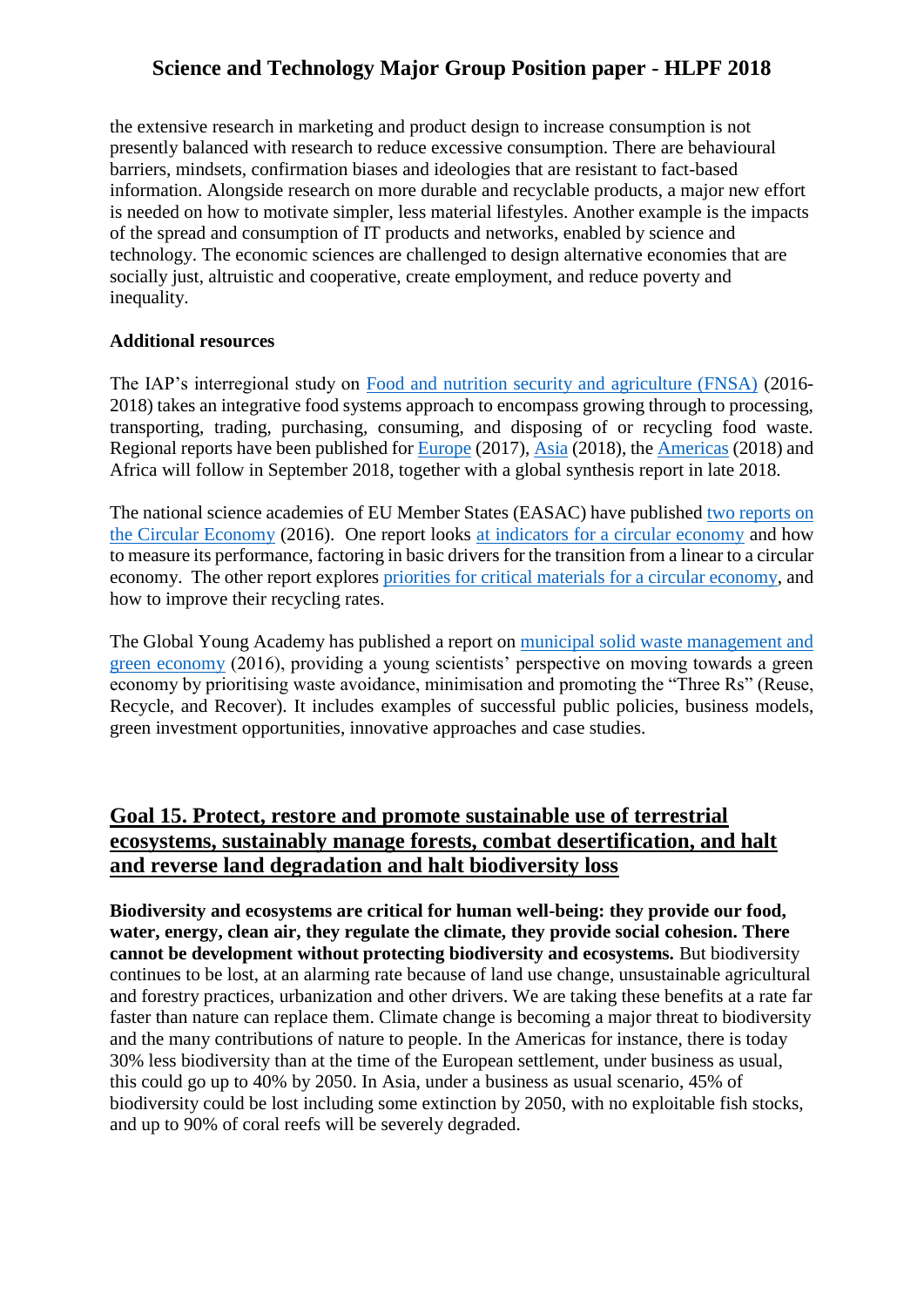the extensive research in marketing and product design to increase consumption is not presently balanced with research to reduce excessive consumption. There are behavioural barriers, mindsets, confirmation biases and ideologies that are resistant to fact-based information. Alongside research on more durable and recyclable products, a major new effort is needed on how to motivate simpler, less material lifestyles. Another example is the impacts of the spread and consumption of IT products and networks, enabled by science and technology. The economic sciences are challenged to design alternative economies that are socially just, altruistic and cooperative, create employment, and reduce poverty and inequality.

**Additional resources**

The IAP's interregional study on Food and nutrition security and agriculture (FNSA) (2016-2018) takes an integrative food systems approach to encompass growing through to processing, transporting, trading, purchasing, consuming, and disposing of or recycling food waste. Regional reports have been published for Europe (2017), Asia (2018), the Americas (2018) and Africa will follow in September 2018, together with a global synthesis report in late 2018.

The national science academies of EU Member States (EASAC) have published two reports on the Circular Economy (2016). One report looks at indicators for a circular economy and how to measure its performance, factoring in basic drivers for the transition from a linear to a circular economy. The other report explores priorities for critical materials for a circular economy, and how to improve their recycling rates.

The Global Young Academy has published a report on municipal solid waste management and green economy (2016), providing a young scientists' perspective on moving towards a green economy by prioritising waste avoidance, minimisation and promoting the "Three Rs" (Reuse, Recycle, and Recover). It includes examples of successful public policies, business models, green investment opportunities, innovative approaches and case studies.

## Goal 15. Protect, restore and promote sustainable use of terrestrial ecosystems, sustainably manage forests, combat desertification, and halt and reverse land degradation and halt biodiversity loss

**Biodiversity and ecosystems are critical for human well-being: they provide our food, water, energy, clean air, they regulate the climate, they provide social cohesion. There cannot be development without protecting biodiversity and ecosystems.** But biodiversity continues to be lost, at an alarming rate because of land use change, unsustainable agricultural and forestry practices, urbanization and other drivers. We are taking these benefits at a rate far faster than nature can replace them. Climate change is becoming a major threat to biodiversity and the many contributions of nature to people. In the Americas for instance, there is today 30% less biodiversity than at the time of the European settlement, under business as usual, this could go up to 40% by 2050. In Asia, under a business as usual scenario, 45% of biodiversity could be lost including some extinction by 2050, with no exploitable fish stocks, and up to 90% of coral reefs will be severely degraded.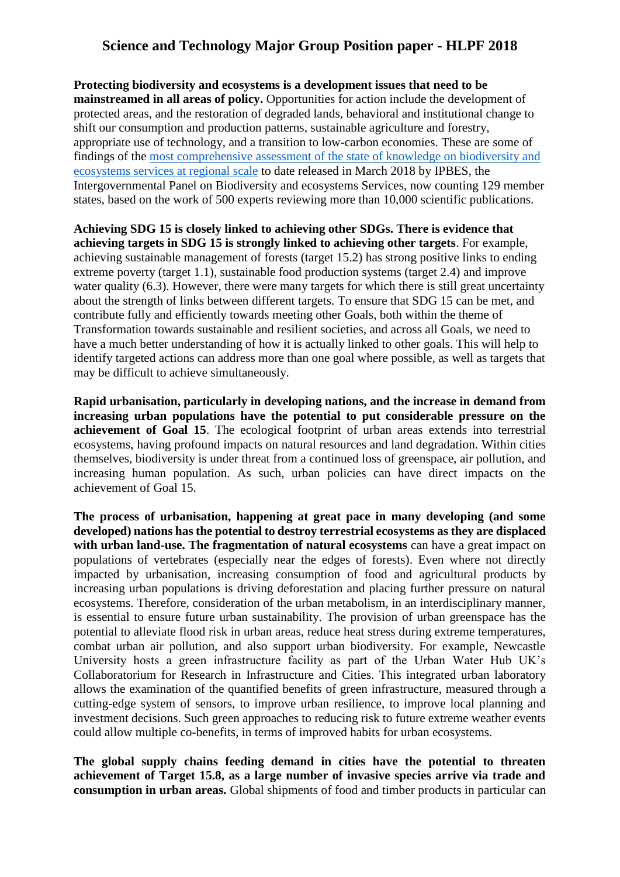# Science and Technology Major Group Position paper - HLPF 2018

**Protecting biodiversity and ecosystems is a development issues that need to be mainstreamed in all areas of policy.** Opportunities for action include the development of protected areas, and the restoration of degraded lands, behavioral and institutional change to shift our consumption and production patterns, sustainable agriculture and forestry, appropriate use of technology, and a transition to low-carbon economies. These are some of findings of the [most comprehensive assessment of the state of knowledge on biodiversity and ecosystems services at regional scale]() to date released in March 2018 by IPBES, the Intergovernmental Panel on Biodiversity and ecosystems Services, now counting 129 member states, based on the work of 500 experts reviewing more than 10,000 scientific publications.

**Achieving SDG 15 is closely linked to achieving other SDGs. There is evidence that achieving targets in SDG 15 is strongly linked to achieving other targets**. For example, achieving sustainable management of forests (target 15.2) has strong positive links to ending extreme poverty (target 1.1), sustainable food production systems (target 2.4) and improve water quality (6.3). However, there were many targets for which there is still great uncertainty about the strength of links between different targets. To ensure that SDG 15 can be met, and contribute fully and efficiently towards meeting other Goals, both within the theme of Transformation towards sustainable and resilient societies, and across all Goals, we need to have a much better understanding of how it is actually linked to other goals. This will help to identify targeted actions can address more than one goal where possible, as well as targets that may be difficult to achieve simultaneously.

**Rapid urbanisation, particularly in developing nations, and the increase in demand from increasing urban populations have the potential to put considerable pressure on the achievement of Goal 15**. The ecological footprint of urban areas extends into terrestrial ecosystems, having profound impacts on natural resources and land degradation. Within cities themselves, biodiversity is under threat from a continued loss of greenspace, air pollution, and increasing human population. As such, urban policies can have direct impacts on the achievement of Goal 15.

**The process of urbanisation, happening at great pace in many developing (and some developed) nations has the potential to destroy terrestrial ecosystems as they are displaced with urban land-use. The fragmentation of natural ecosystems** can have a great impact on populations of vertebrates (especially near the edges of forests). Even where not directly impacted by urbanisation, increasing consumption of food and agricultural products by increasing urban populations is driving deforestation and placing further pressure on natural ecosystems. Therefore, consideration of the urban metabolism, in an interdisciplinary manner, is essential to ensure future urban sustainability. The provision of urban greenspace has the potential to alleviate flood risk in urban areas, reduce heat stress during extreme temperatures, combat urban air pollution, and also support urban biodiversity. For example, Newcastle University hosts a green infrastructure facility as part of the Urban Water Hub UK's Collaboratorium for Research in Infrastructure and Cities. This integrated urban laboratory allows the examination of the quantified benefits of green infrastructure, measured through a cutting-edge system of sensors, to improve urban resilience, to improve local planning and investment decisions. Such green approaches to reducing risk to future extreme weather events could allow multiple co-benefits, in terms of improved habits for urban ecosystems.

**The global supply chains feeding demand in cities have the potential to threaten achievement of Target 15.8, as a large number of invasive species arrive via trade and consumption in urban areas.** Global shipments of food and timber products in particular can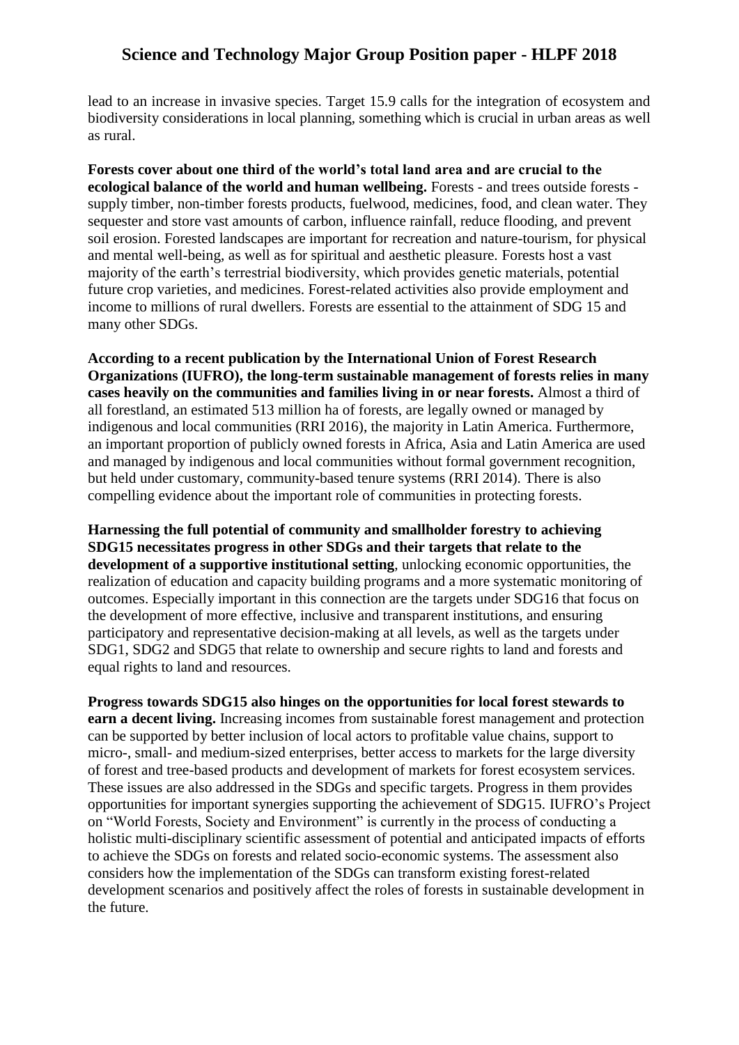lead to an increase in invasive species. Target 15.9 calls for the integration of ecosystem and biodiversity considerations in local planning, something which is crucial in urban areas as well as rural.

**Forests cover about one third of the world's total land area and are crucial to the ecological balance of the world and human wellbeing.** Forests - and trees outside forests - supply timber, non-timber forests products, fuelwood, medicines, food, and clean water. They sequester and store vast amounts of carbon, influence rainfall, reduce flooding, and prevent soil erosion. Forested landscapes are important for recreation and nature-tourism, for physical and mental well-being, as well as for spiritual and aesthetic pleasure. Forests host a vast majority of the earth's terrestrial biodiversity, which provides genetic materials, potential future crop varieties, and medicines. Forest-related activities also provide employment and income to millions of rural dwellers. Forests are essential to the attainment of SDG 15 and many other SDGs.

**According to a recent publication by the International Union of Forest Research Organizations (IUFRO), the long-term sustainable management of forests relies in many cases heavily on the communities and families living in or near forests.** Almost a third of all forestland, an estimated 513 million ha of forests, are legally owned or managed by indigenous and local communities (RRI 2016), the majority in Latin America. Furthermore, an important proportion of publicly owned forests in Africa, Asia and Latin America are used and managed by indigenous and local communities without formal government recognition, but held under customary, community-based tenure systems (RRI 2014). There is also compelling evidence about the important role of communities in protecting forests.

**Harnessing the full potential of community and smallholder forestry to achieving SDG15 necessitates progress in other SDGs and their targets that relate to the development of a supportive institutional setting**, unlocking economic opportunities, the realization of education and capacity building programs and a more systematic monitoring of outcomes. Especially important in this connection are the targets under SDG16 that focus on the development of more effective, inclusive and transparent institutions, and ensuring participatory and representative decision-making at all levels, as well as the targets under SDG1, SDG2 and SDG5 that relate to ownership and secure rights to land and forests and equal rights to land and resources.

**Progress towards SDG15 also hinges on the opportunities for local forest stewards to earn a decent living.** Increasing incomes from sustainable forest management and protection can be supported by better inclusion of local actors to profitable value chains, support to micro-, small- and medium-sized enterprises, better access to markets for the large diversity of forest and tree-based products and development of markets for forest ecosystem services. These issues are also addressed in the SDGs and specific targets. Progress in them provides opportunities for important synergies supporting the achievement of SDG15. IUFRO's Project on "World Forests, Society and Environment" is currently in the process of conducting a holistic multi-disciplinary scientific assessment of potential and anticipated impacts of efforts to achieve the SDGs on forests and related socio-economic systems. The assessment also considers how the implementation of the SDGs can transform existing forest-related development scenarios and positively affect the roles of forests in sustainable development in the future.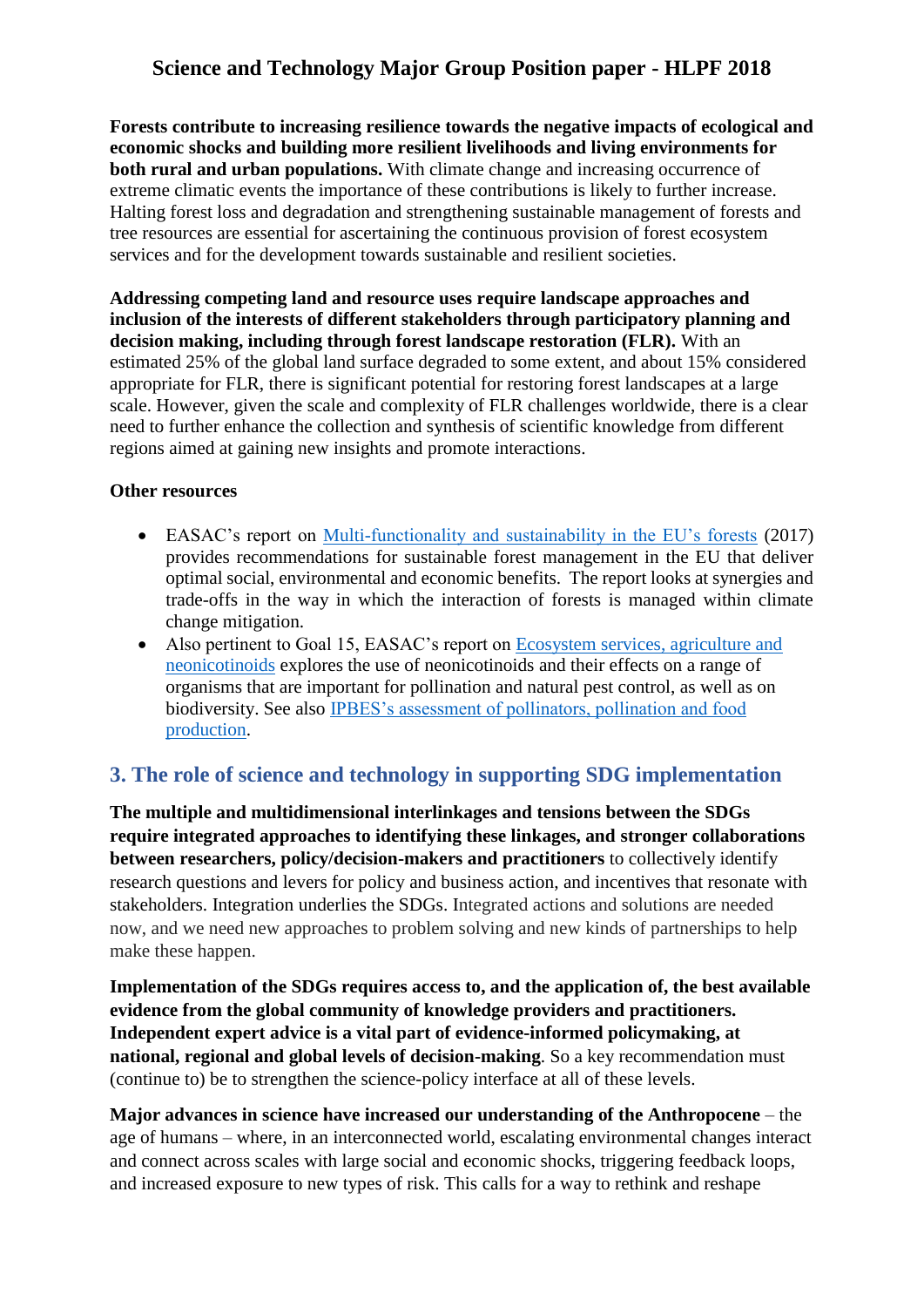**Forests contribute to increasing resilience towards the negative impacts of ecological and economic shocks and building more resilient livelihoods and living environments for both rural and urban populations.** With climate change and increasing occurrence of extreme climatic events the importance of these contributions is likely to further increase. Halting forest loss and degradation and strengthening sustainable management of forests and tree resources are essential for ascertaining the continuous provision of forest ecosystem services and for the development towards sustainable and resilient societies.

**Addressing competing land and resource uses require landscape approaches and inclusion of the interests of different stakeholders through participatory planning and decision making, including through forest landscape restoration (FLR).** With an estimated 25% of the global land surface degraded to some extent, and about 15% considered appropriate for FLR, there is significant potential for restoring forest landscapes at a large scale. However, given the scale and complexity of FLR challenges worldwide, there is a clear need to further enhance the collection and synthesis of scientific knowledge from different regions aimed at gaining new insights and promote interactions.

**Other resources**

- EASAC's report on Multi-functionality and sustainability in the EU's forests (2017) provides recommendations for sustainable forest management in the EU that deliver optimal social, environmental and economic benefits. The report looks at synergies and trade-offs in the way in which the interaction of forests is managed within climate change mitigation.
- Also pertinent to Goal 15, EASAC's report on Ecosystem services, agriculture and neonicotinoids explores the use of neonicotinoids and their effects on a range of organisms that are important for pollination and natural pest control, as well as on biodiversity. See also IPBES's assessment of pollinators, pollination and food production.

## 3. The role of science and technology in supporting SDG implementation

**The multiple and multidimensional interlinkages and tensions between the SDGs require integrated approaches to identifying these linkages, and stronger collaborations between researchers, policy/decision-makers and practitioners** to collectively identify research questions and levers for policy and business action, and incentives that resonate with stakeholders. Integration underlies the SDGs. Integrated actions and solutions are needed now, and we need new approaches to problem solving and new kinds of partnerships to help make these happen.

**Implementation of the SDGs requires access to, and the application of, the best available evidence from the global community of knowledge providers and practitioners. Independent expert advice is a vital part of evidence-informed policymaking, at national, regional and global levels of decision-making**. So a key recommendation must (continue to) be to strengthen the science-policy interface at all of these levels.

**Major advances in science have increased our understanding of the Anthropocene** – the age of humans – where, in an interconnected world, escalating environmental changes interact and connect across scales with large social and economic shocks, triggering feedback loops, and increased exposure to new types of risk. This calls for a way to rethink and reshape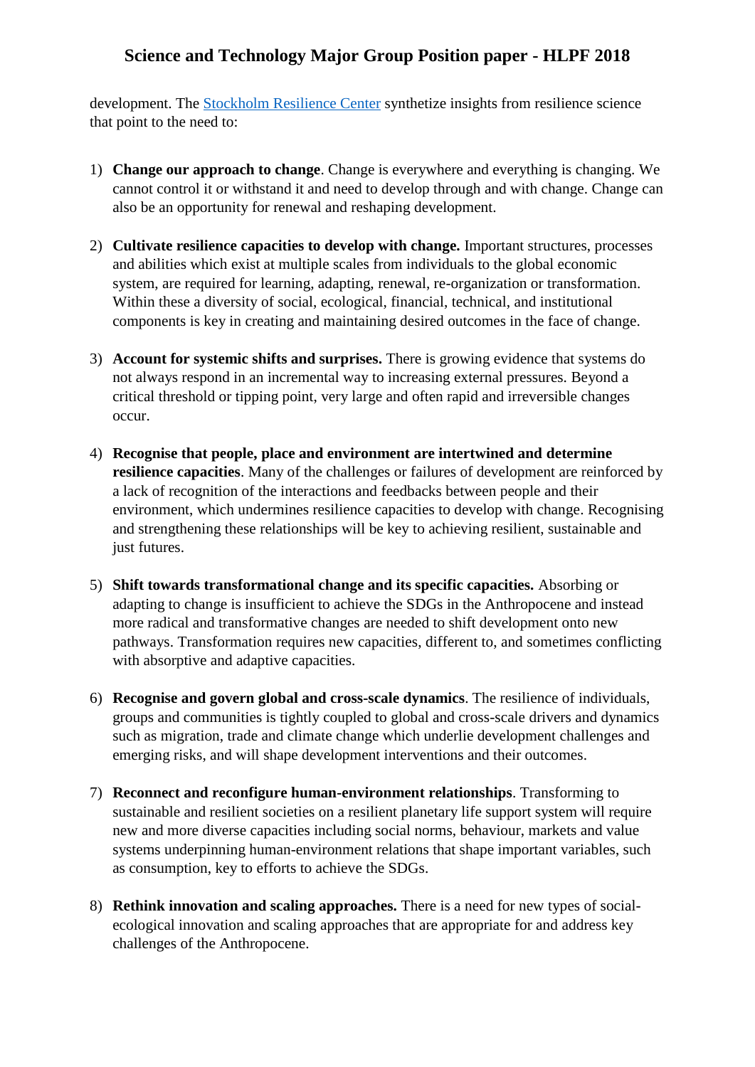development. The Stockholm Resilience Center synthetize insights from resilience science that point to the need to:

1) **Change our approach to change**. Change is everywhere and everything is changing. We cannot control it or withstand it and need to develop through and with change. Change can also be an opportunity for renewal and reshaping development.

2) **Cultivate resilience capacities to develop with change.** Important structures, processes and abilities which exist at multiple scales from individuals to the global economic system, are required for learning, adapting, renewal, re-organization or transformation. Within these a diversity of social, ecological, financial, technical, and institutional components is key in creating and maintaining desired outcomes in the face of change.

3) **Account for systemic shifts and surprises.** There is growing evidence that systems do not always respond in an incremental way to increasing external pressures. Beyond a critical threshold or tipping point, very large and often rapid and irreversible changes occur.

4) **Recognise that people, place and environment are intertwined and determine resilience capacities**. Many of the challenges or failures of development are reinforced by a lack of recognition of the interactions and feedbacks between people and their environment, which undermines resilience capacities to develop with change. Recognising and strengthening these relationships will be key to achieving resilient, sustainable and just futures.

5) **Shift towards transformational change and its specific capacities.** Absorbing or adapting to change is insufficient to achieve the SDGs in the Anthropocene and instead more radical and transformative changes are needed to shift development onto new pathways. Transformation requires new capacities, different to, and sometimes conflicting with absorptive and adaptive capacities.

6) **Recognise and govern global and cross-scale dynamics**. The resilience of individuals, groups and communities is tightly coupled to global and cross-scale drivers and dynamics such as migration, trade and climate change which underlie development challenges and emerging risks, and will shape development interventions and their outcomes.

7) **Reconnect and reconfigure human-environment relationships**. Transforming to sustainable and resilient societies on a resilient planetary life support system will require new and more diverse capacities including social norms, behaviour, markets and value systems underpinning human-environment relations that shape important variables, such as consumption, key to efforts to achieve the SDGs.

8) **Rethink innovation and scaling approaches.** There is a need for new types of social-ecological innovation and scaling approaches that are appropriate for and address key challenges of the Anthropocene.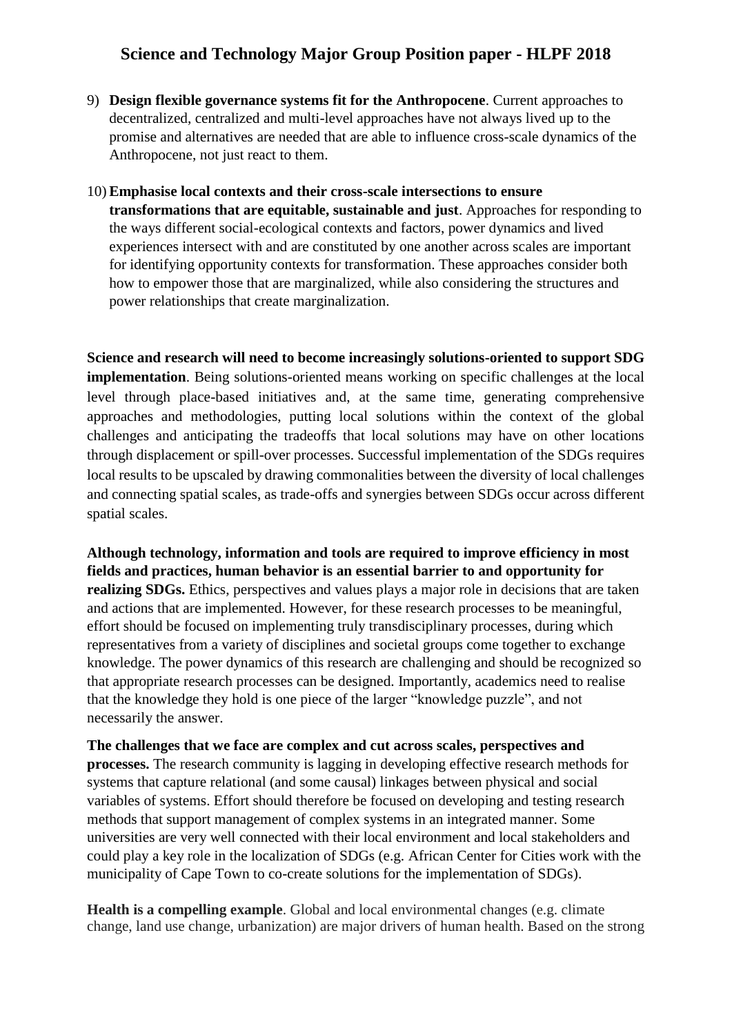9) **Design flexible governance systems fit for the Anthropocene**. Current approaches to decentralized, centralized and multi-level approaches have not always lived up to the promise and alternatives are needed that are able to influence cross-scale dynamics of the Anthropocene, not just react to them.

10) **Emphasise local contexts and their cross-scale intersections to ensure transformations that are equitable, sustainable and just**. Approaches for responding to the ways different social-ecological contexts and factors, power dynamics and lived experiences intersect with and are constituted by one another across scales are important for identifying opportunity contexts for transformation. These approaches consider both how to empower those that are marginalized, while also considering the structures and power relationships that create marginalization.

**Science and research will need to become increasingly solutions-oriented to support SDG implementation**. Being solutions-oriented means working on specific challenges at the local level through place-based initiatives and, at the same time, generating comprehensive approaches and methodologies, putting local solutions within the context of the global challenges and anticipating the tradeoffs that local solutions may have on other locations through displacement or spill-over processes. Successful implementation of the SDGs requires local results to be upscaled by drawing commonalities between the diversity of local challenges and connecting spatial scales, as trade-offs and synergies between SDGs occur across different spatial scales.

**Although technology, information and tools are required to improve efficiency in most fields and practices, human behavior is an essential barrier to and opportunity for realizing SDGs.** Ethics, perspectives and values plays a major role in decisions that are taken and actions that are implemented. However, for these research processes to be meaningful, effort should be focused on implementing truly transdisciplinary processes, during which representatives from a variety of disciplines and societal groups come together to exchange knowledge. The power dynamics of this research are challenging and should be recognized so that appropriate research processes can be designed. Importantly, academics need to realise that the knowledge they hold is one piece of the larger "knowledge puzzle", and not necessarily the answer.

**The challenges that we face are complex and cut across scales, perspectives and processes.** The research community is lagging in developing effective research methods for systems that capture relational (and some causal) linkages between physical and social variables of systems. Effort should therefore be focused on developing and testing research methods that support management of complex systems in an integrated manner. Some universities are very well connected with their local environment and local stakeholders and could play a key role in the localization of SDGs (e.g. African Center for Cities work with the municipality of Cape Town to co-create solutions for the implementation of SDGs).

**Health is a compelling example**. Global and local environmental changes (e.g. climate change, land use change, urbanization) are major drivers of human health. Based on the strong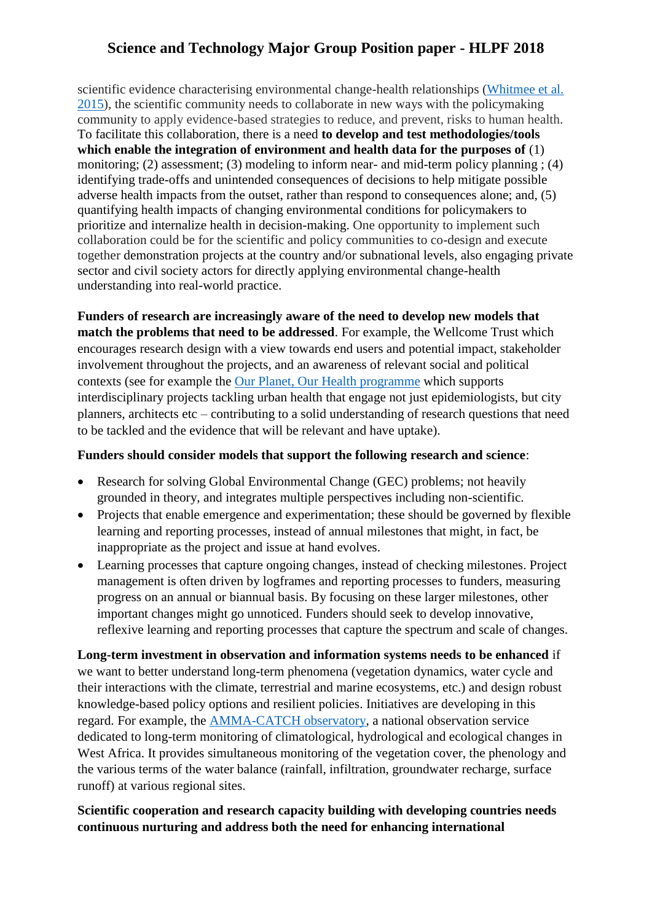scientific evidence characterising environmental change-health relationships ([Whitmee et al. 2015](#)), the scientific community needs to collaborate in new ways with the policymaking community to apply evidence-based strategies to reduce, and prevent, risks to human health. To facilitate this collaboration, there is a need **to develop and test methodologies/tools which enable the integration of environment and health data for the purposes of** (1) monitoring; (2) assessment; (3) modeling to inform near- and mid-term policy planning ; (4) identifying trade-offs and unintended consequences of decisions to help mitigate possible adverse health impacts from the outset, rather than respond to consequences alone; and, (5) quantifying health impacts of changing environmental conditions for policymakers to prioritize and internalize health in decision-making. One opportunity to implement such collaboration could be for the scientific and policy communities to co-design and execute together demonstration projects at the country and/or subnational levels, also engaging private sector and civil society actors for directly applying environmental change-health understanding into real-world practice.

**Funders of research are increasingly aware of the need to develop new models that match the problems that need to be addressed**. For example, the Wellcome Trust which encourages research design with a view towards end users and potential impact, stakeholder involvement throughout the projects, and an awareness of relevant social and political contexts (see for example the [Our Planet, Our Health programme](#) which supports interdisciplinary projects tackling urban health that engage not just epidemiologists, but city planners, architects etc – contributing to a solid understanding of research questions that need to be tackled and the evidence that will be relevant and have uptake).

**Funders should consider models that support the following research and science**:

- Research for solving Global Environmental Change (GEC) problems; not heavily grounded in theory, and integrates multiple perspectives including non-scientific.
- Projects that enable emergence and experimentation; these should be governed by flexible learning and reporting processes, instead of annual milestones that might, in fact, be inappropriate as the project and issue at hand evolves.
- Learning processes that capture ongoing changes, instead of checking milestones. Project management is often driven by logframes and reporting processes to funders, measuring progress on an annual or biannual basis. By focusing on these larger milestones, other important changes might go unnoticed. Funders should seek to develop innovative, reflexive learning and reporting processes that capture the spectrum and scale of changes.

**Long-term investment in observation and information systems needs to be enhanced** if we want to better understand long-term phenomena (vegetation dynamics, water cycle and their interactions with the climate, terrestrial and marine ecosystems, etc.) and design robust knowledge-based policy options and resilient policies. Initiatives are developing in this regard. For example, the [AMMA-CATCH observatory](#), a national observation service dedicated to long-term monitoring of climatological, hydrological and ecological changes in West Africa. It provides simultaneous monitoring of the vegetation cover, the phenology and the various terms of the water balance (rainfall, infiltration, groundwater recharge, surface runoff) at various regional sites.

**Scientific cooperation and research capacity building with developing countries needs continuous nurturing and address both the need for enhancing international**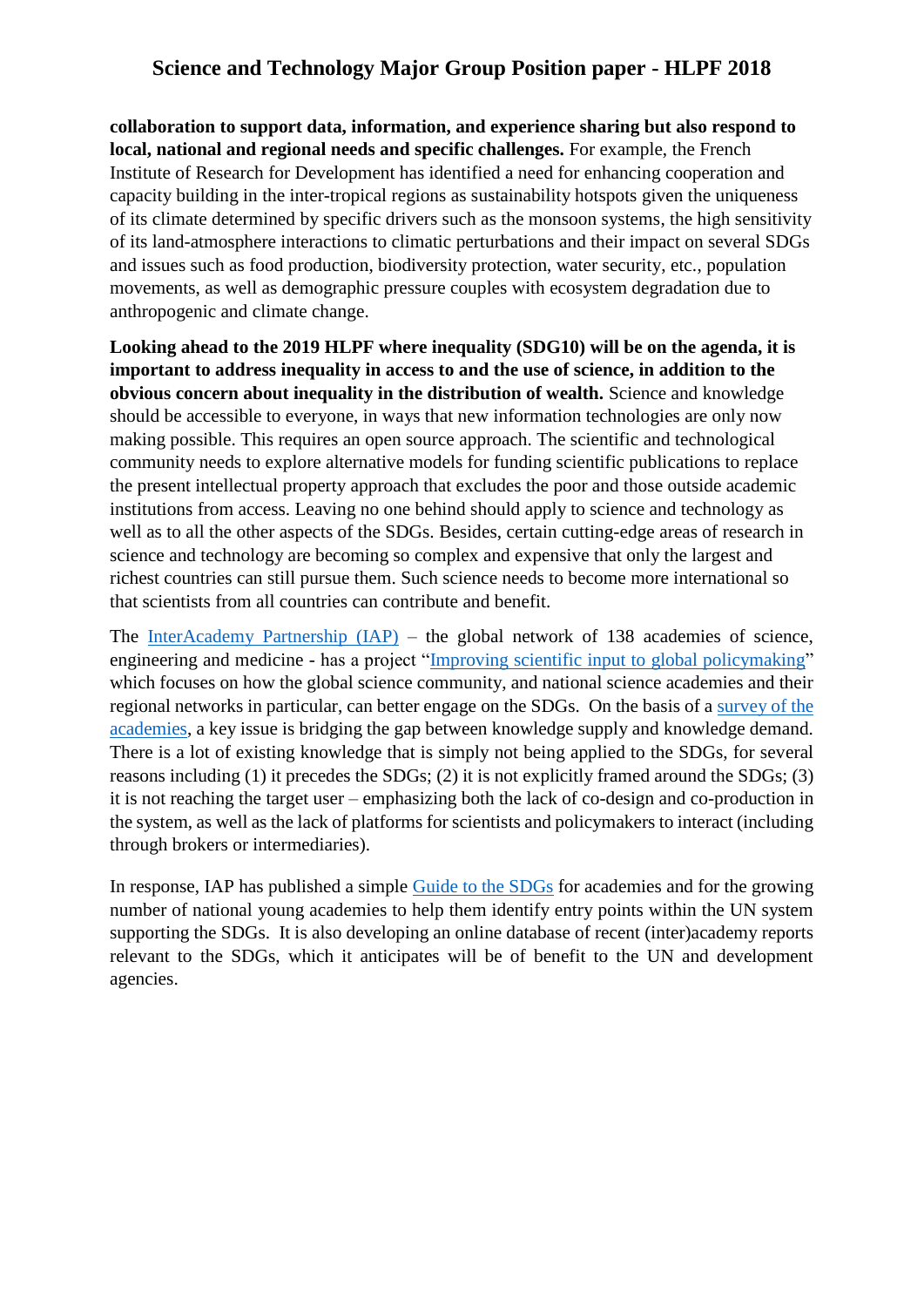**collaboration to support data, information, and experience sharing but also respond to local, national and regional needs and specific challenges.** For example, the French Institute of Research for Development has identified a need for enhancing cooperation and capacity building in the inter-tropical regions as sustainability hotspots given the uniqueness of its climate determined by specific drivers such as the monsoon systems, the high sensitivity of its land-atmosphere interactions to climatic perturbations and their impact on several SDGs and issues such as food production, biodiversity protection, water security, etc., population movements, as well as demographic pressure couples with ecosystem degradation due to anthropogenic and climate change.

**Looking ahead to the 2019 HLPF where inequality (SDG10) will be on the agenda, it is important to address inequality in access to and the use of science, in addition to the obvious concern about inequality in the distribution of wealth.** Science and knowledge should be accessible to everyone, in ways that new information technologies are only now making possible. This requires an open source approach. The scientific and technological community needs to explore alternative models for funding scientific publications to replace the present intellectual property approach that excludes the poor and those outside academic institutions from access. Leaving no one behind should apply to science and technology as well as to all the other aspects of the SDGs. Besides, certain cutting-edge areas of research in science and technology are becoming so complex and expensive that only the largest and richest countries can still pursue them. Such science needs to become more international so that scientists from all countries can contribute and benefit.

The InterAcademy Partnership (IAP) – the global network of 138 academies of science, engineering and medicine - has a project "Improving scientific input to global policymaking" which focuses on how the global science community, and national science academies and their regional networks in particular, can better engage on the SDGs. On the basis of a survey of the academies, a key issue is bridging the gap between knowledge supply and knowledge demand. There is a lot of existing knowledge that is simply not being applied to the SDGs, for several reasons including (1) it precedes the SDGs; (2) it is not explicitly framed around the SDGs; (3) it is not reaching the target user – emphasizing both the lack of co-design and co-production in the system, as well as the lack of platforms for scientists and policymakers to interact (including through brokers or intermediaries).

In response, IAP has published a simple Guide to the SDGs for academies and for the growing number of national young academies to help them identify entry points within the UN system supporting the SDGs. It is also developing an online database of recent (inter)academy reports relevant to the SDGs, which it anticipates will be of benefit to the UN and development agencies.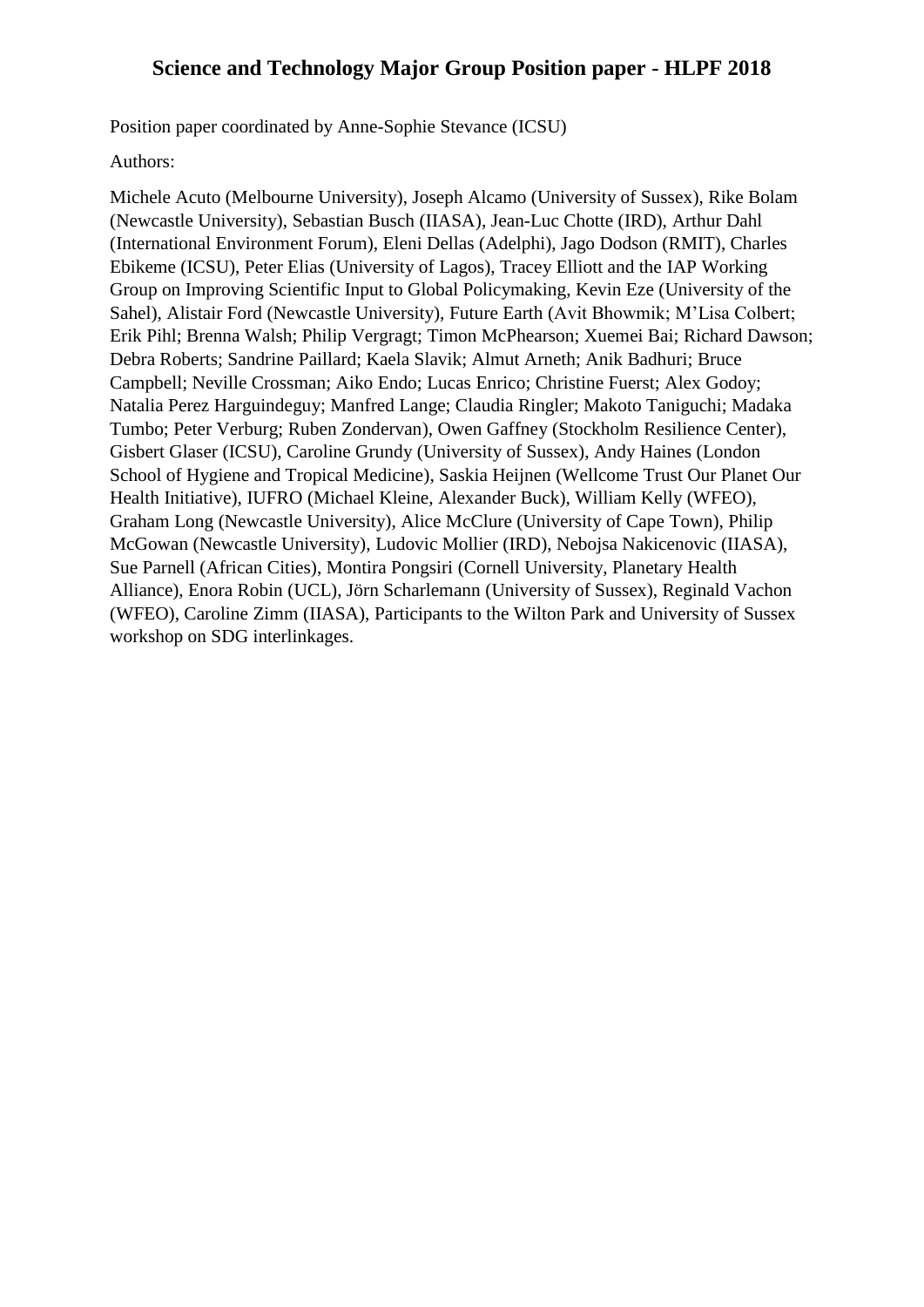# Science and Technology Major Group Position paper - HLPF 2018

Position paper coordinated by Anne-Sophie Stevance (ICSU)

Authors:

Michele Acuto (Melbourne University), Joseph Alcamo (University of Sussex), Rike Bolam (Newcastle University), Sebastian Busch (IIASA), Jean-Luc Chotte (IRD), Arthur Dahl (International Environment Forum), Eleni Dellas (Adelphi), Jago Dodson (RMIT), Charles Ebikeme (ICSU), Peter Elias (University of Lagos), Tracey Elliott and the IAP Working Group on Improving Scientific Input to Global Policymaking, Kevin Eze (University of the Sahel), Alistair Ford (Newcastle University), Future Earth (Avit Bhowmik; M'Lisa Colbert; Erik Pihl; Brenna Walsh; Philip Vergragt; Timon McPhearson; Xuemei Bai; Richard Dawson; Debra Roberts; Sandrine Paillard; Kaela Slavik; Almut Arneth; Anik Badhuri; Bruce Campbell; Neville Crossman; Aiko Endo; Lucas Enrico; Christine Fuerst; Alex Godoy; Natalia Perez Harguindeguy; Manfred Lange; Claudia Ringler; Makoto Taniguchi; Madaka Tumbo; Peter Verburg; Ruben Zondervan), Owen Gaffney (Stockholm Resilience Center), Gisbert Glaser (ICSU), Caroline Grundy (University of Sussex), Andy Haines (London School of Hygiene and Tropical Medicine), Saskia Heijnen (Wellcome Trust Our Planet Our Health Initiative), IUFRO (Michael Kleine, Alexander Buck), William Kelly (WFEO), Graham Long (Newcastle University), Alice McClure (University of Cape Town), Philip McGowan (Newcastle University), Ludovic Mollier (IRD), Nebojsa Nakicenovic (IIASA), Sue Parnell (African Cities), Montira Pongsiri (Cornell University, Planetary Health Alliance), Enora Robin (UCL), Jörn Scharlemann (University of Sussex), Reginald Vachon (WFEO), Caroline Zimm (IIASA), Participants to the Wilton Park and University of Sussex workshop on SDG interlinkages.